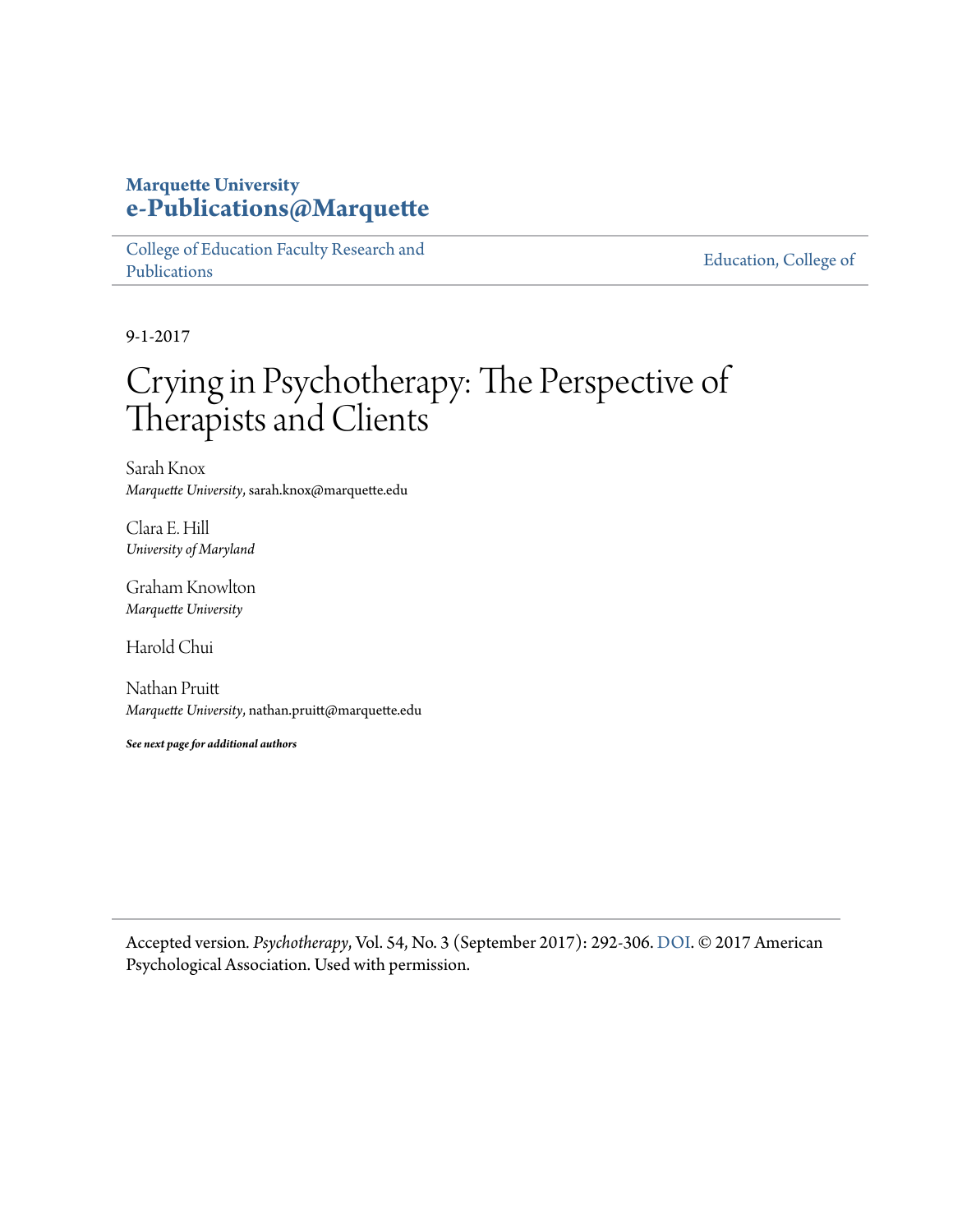**Marquette University**
**e-Publications@Marquette**

College of Education Faculty Research and Publications | Education, College of

9-1-2017

# Crying in Psychotherapy: The Perspective of Therapists and Clients

Sarah Knox
*Marquette University*, sarah.knox@marquette.edu

Clara E. Hill
*University of Maryland*

Graham Knowlton
*Marquette University*

Harold Chui

Nathan Pruitt
*Marquette University*, nathan.pruitt@marquette.edu

***See next page for additional authors***

Accepted version. *Psychotherapy*, Vol. 54, No. 3 (September 2017): 292-306. DOI. © 2017 American Psychological Association. Used with permission.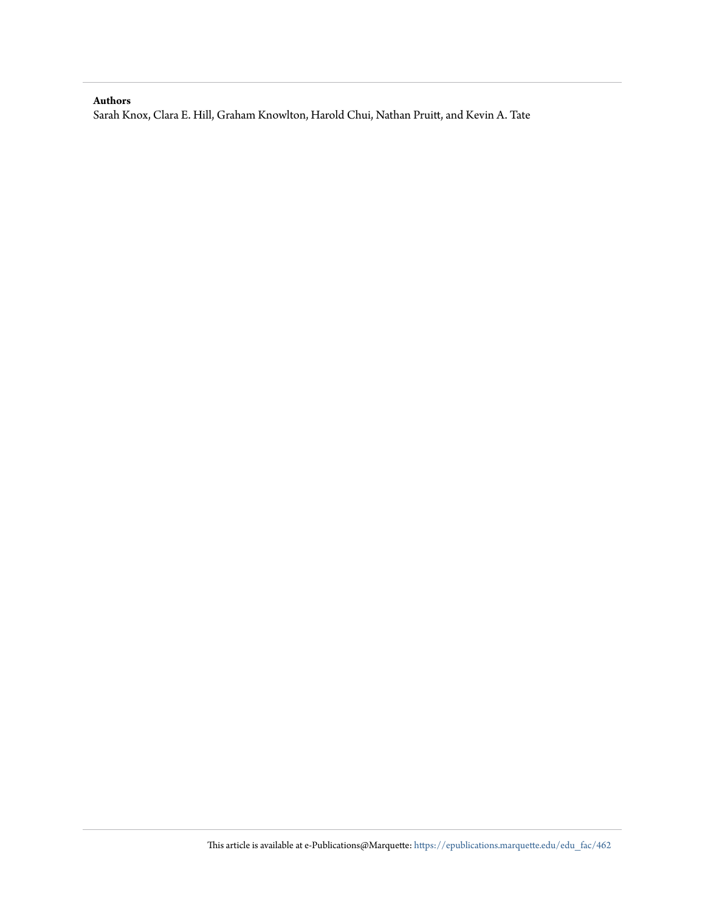**Authors**

Sarah Knox, Clara E. Hill, Graham Knowlton, Harold Chui, Nathan Pruitt, and Kevin A. Tate

This article is available at e-Publications@Marquette: https://epublications.marquette.edu/edu_fac/462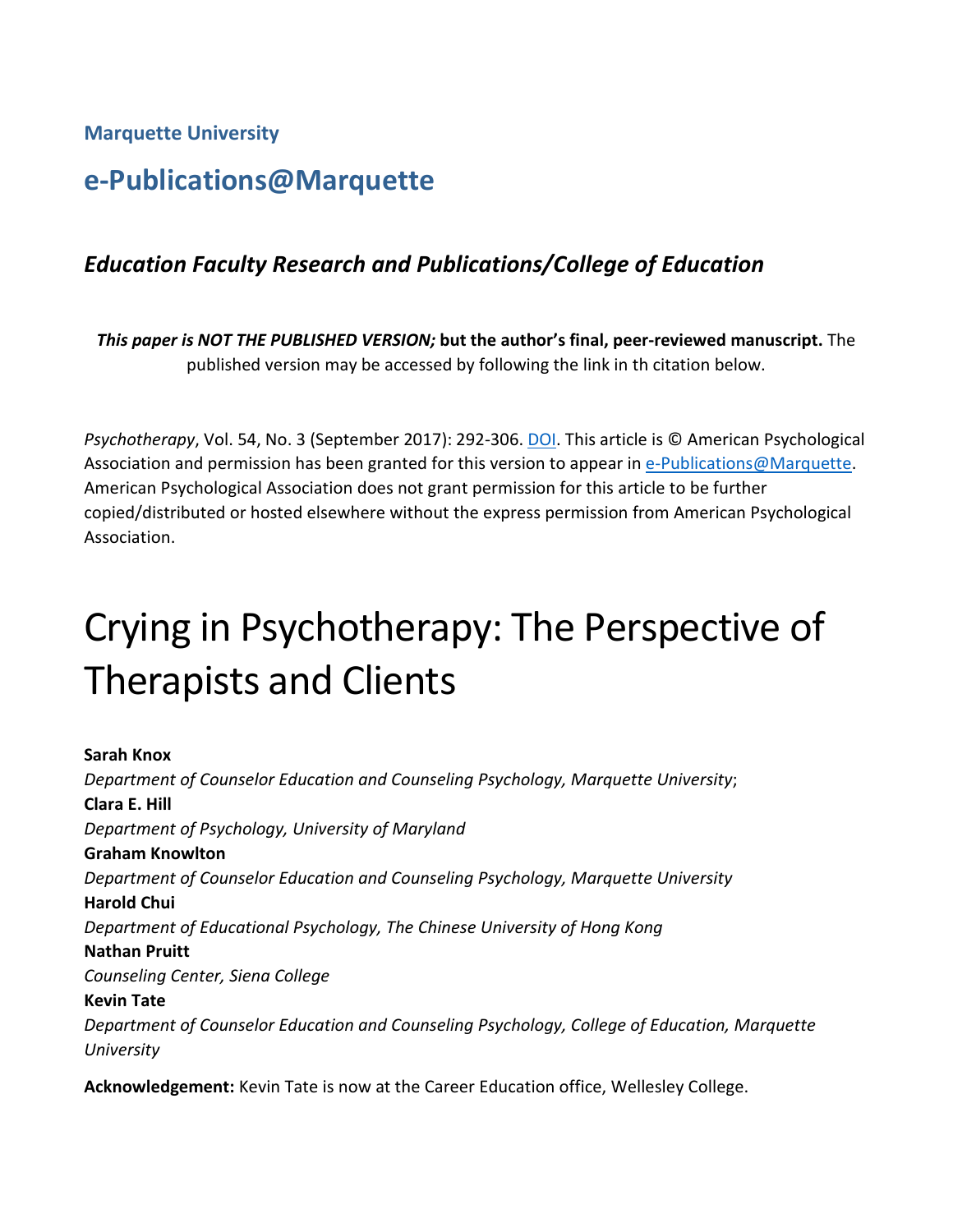Marquette University

# e-Publications@Marquette

## *Education Faculty Research and Publications/College of Education*

***This paper is NOT THE PUBLISHED VERSION;* but the author's final, peer-reviewed manuscript.** The published version may be accessed by following the link in th citation below.

*Psychotherapy*, Vol. 54, No. 3 (September 2017): 292-306. DOI. This article is © American Psychological Association and permission has been granted for this version to appear in e-Publications@Marquette. American Psychological Association does not grant permission for this article to be further copied/distributed or hosted elsewhere without the express permission from American Psychological Association.

# Crying in Psychotherapy: The Perspective of Therapists and Clients

**Sarah Knox**
*Department of Counselor Education and Counseling Psychology, Marquette University*;
**Clara E. Hill**
*Department of Psychology, University of Maryland*
**Graham Knowlton**
*Department of Counselor Education and Counseling Psychology, Marquette University*
**Harold Chui**
*Department of Educational Psychology, The Chinese University of Hong Kong*
**Nathan Pruitt**
*Counseling Center, Siena College*
**Kevin Tate**
*Department of Counselor Education and Counseling Psychology, College of Education, Marquette University*

**Acknowledgement:** Kevin Tate is now at the Career Education office, Wellesley College.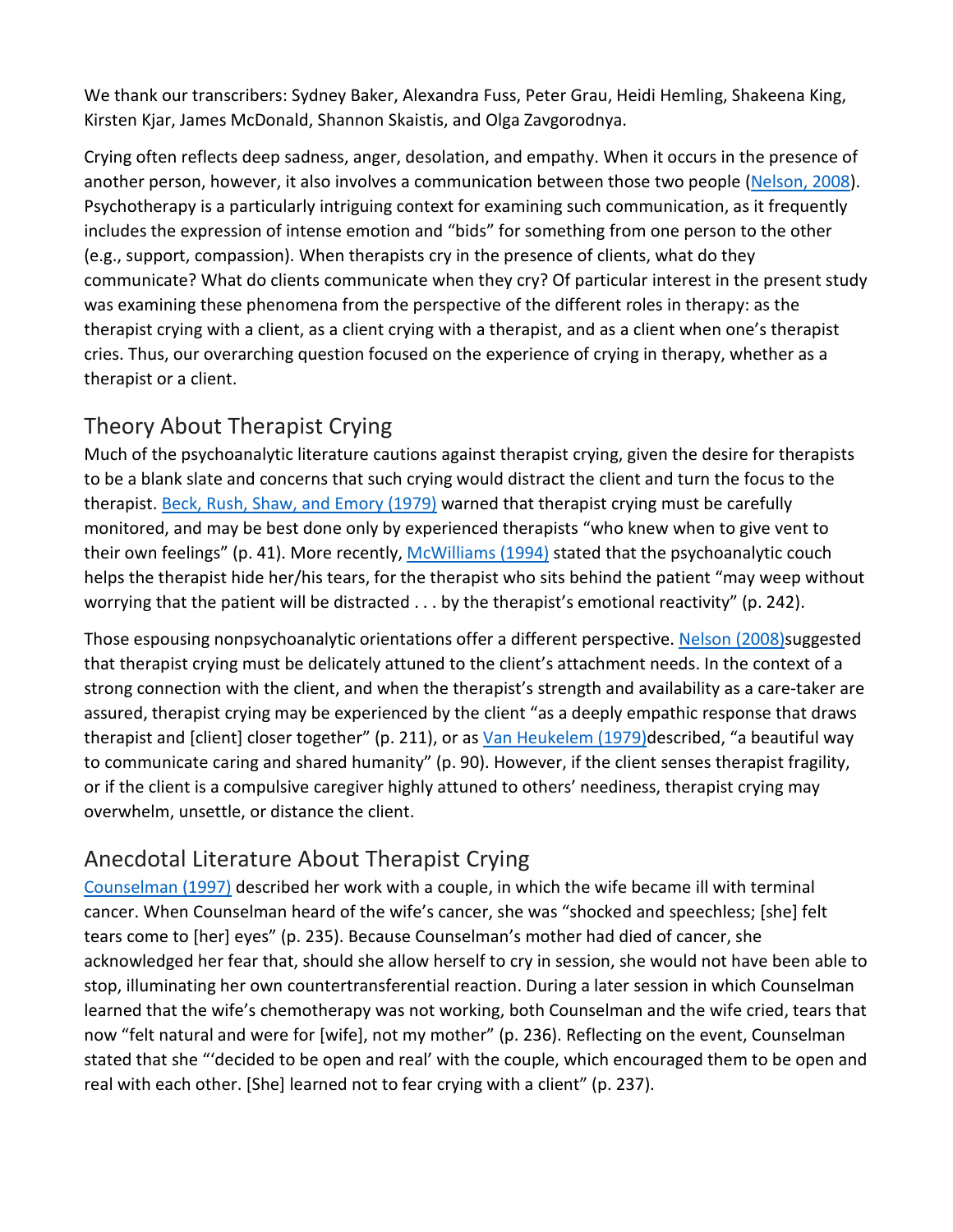We thank our transcribers: Sydney Baker, Alexandra Fuss, Peter Grau, Heidi Hemling, Shakeena King, Kirsten Kjar, James McDonald, Shannon Skaistis, and Olga Zavgorodnya.

Crying often reflects deep sadness, anger, desolation, and empathy. When it occurs in the presence of another person, however, it also involves a communication between those two people (Nelson, 2008). Psychotherapy is a particularly intriguing context for examining such communication, as it frequently includes the expression of intense emotion and "bids" for something from one person to the other (e.g., support, compassion). When therapists cry in the presence of clients, what do they communicate? What do clients communicate when they cry? Of particular interest in the present study was examining these phenomena from the perspective of the different roles in therapy: as the therapist crying with a client, as a client crying with a therapist, and as a client when one's therapist cries. Thus, our overarching question focused on the experience of crying in therapy, whether as a therapist or a client.

## Theory About Therapist Crying

Much of the psychoanalytic literature cautions against therapist crying, given the desire for therapists to be a blank slate and concerns that such crying would distract the client and turn the focus to the therapist. Beck, Rush, Shaw, and Emory (1979) warned that therapist crying must be carefully monitored, and may be best done only by experienced therapists "who knew when to give vent to their own feelings" (p. 41). More recently, McWilliams (1994) stated that the psychoanalytic couch helps the therapist hide her/his tears, for the therapist who sits behind the patient "may weep without worrying that the patient will be distracted . . . by the therapist's emotional reactivity" (p. 242).

Those espousing nonpsychoanalytic orientations offer a different perspective. Nelson (2008)suggested that therapist crying must be delicately attuned to the client's attachment needs. In the context of a strong connection with the client, and when the therapist's strength and availability as a care-taker are assured, therapist crying may be experienced by the client "as a deeply empathic response that draws therapist and [client] closer together" (p. 211), or as Van Heukelem (1979)described, "a beautiful way to communicate caring and shared humanity" (p. 90). However, if the client senses therapist fragility, or if the client is a compulsive caregiver highly attuned to others' neediness, therapist crying may overwhelm, unsettle, or distance the client.

## Anecdotal Literature About Therapist Crying

Counselman (1997) described her work with a couple, in which the wife became ill with terminal cancer. When Counselman heard of the wife's cancer, she was "shocked and speechless; [she] felt tears come to [her] eyes" (p. 235). Because Counselman's mother had died of cancer, she acknowledged her fear that, should she allow herself to cry in session, she would not have been able to stop, illuminating her own countertransferential reaction. During a later session in which Counselman learned that the wife's chemotherapy was not working, both Counselman and the wife cried, tears that now "felt natural and were for [wife], not my mother" (p. 236). Reflecting on the event, Counselman stated that she "'decided to be open and real' with the couple, which encouraged them to be open and real with each other. [She] learned not to fear crying with a client" (p. 237).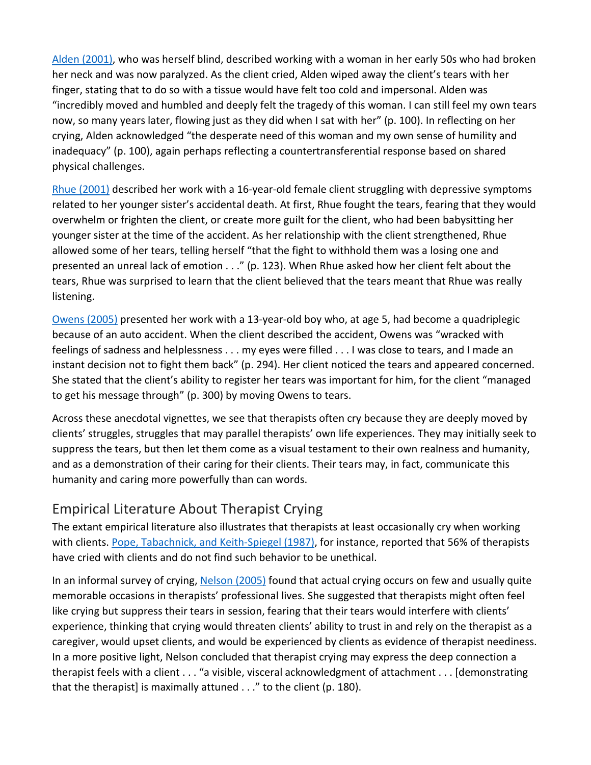Alden (2001), who was herself blind, described working with a woman in her early 50s who had broken her neck and was now paralyzed. As the client cried, Alden wiped away the client's tears with her finger, stating that to do so with a tissue would have felt too cold and impersonal. Alden was "incredibly moved and humbled and deeply felt the tragedy of this woman. I can still feel my own tears now, so many years later, flowing just as they did when I sat with her" (p. 100). In reflecting on her crying, Alden acknowledged "the desperate need of this woman and my own sense of humility and inadequacy" (p. 100), again perhaps reflecting a countertransferential response based on shared physical challenges.

Rhue (2001) described her work with a 16-year-old female client struggling with depressive symptoms related to her younger sister's accidental death. At first, Rhue fought the tears, fearing that they would overwhelm or frighten the client, or create more guilt for the client, who had been babysitting her younger sister at the time of the accident. As her relationship with the client strengthened, Rhue allowed some of her tears, telling herself "that the fight to withhold them was a losing one and presented an unreal lack of emotion . . ." (p. 123). When Rhue asked how her client felt about the tears, Rhue was surprised to learn that the client believed that the tears meant that Rhue was really listening.

Owens (2005) presented her work with a 13-year-old boy who, at age 5, had become a quadriplegic because of an auto accident. When the client described the accident, Owens was "wracked with feelings of sadness and helplessness . . . my eyes were filled . . . I was close to tears, and I made an instant decision not to fight them back" (p. 294). Her client noticed the tears and appeared concerned. She stated that the client's ability to register her tears was important for him, for the client "managed to get his message through" (p. 300) by moving Owens to tears.

Across these anecdotal vignettes, we see that therapists often cry because they are deeply moved by clients' struggles, struggles that may parallel therapists' own life experiences. They may initially seek to suppress the tears, but then let them come as a visual testament to their own realness and humanity, and as a demonstration of their caring for their clients. Their tears may, in fact, communicate this humanity and caring more powerfully than can words.

## Empirical Literature About Therapist Crying

The extant empirical literature also illustrates that therapists at least occasionally cry when working with clients. Pope, Tabachnick, and Keith-Spiegel (1987), for instance, reported that 56% of therapists have cried with clients and do not find such behavior to be unethical.

In an informal survey of crying, Nelson (2005) found that actual crying occurs on few and usually quite memorable occasions in therapists' professional lives. She suggested that therapists might often feel like crying but suppress their tears in session, fearing that their tears would interfere with clients' experience, thinking that crying would threaten clients' ability to trust in and rely on the therapist as a caregiver, would upset clients, and would be experienced by clients as evidence of therapist neediness. In a more positive light, Nelson concluded that therapist crying may express the deep connection a therapist feels with a client . . . "a visible, visceral acknowledgment of attachment . . . [demonstrating that the therapist] is maximally attuned . . ." to the client (p. 180).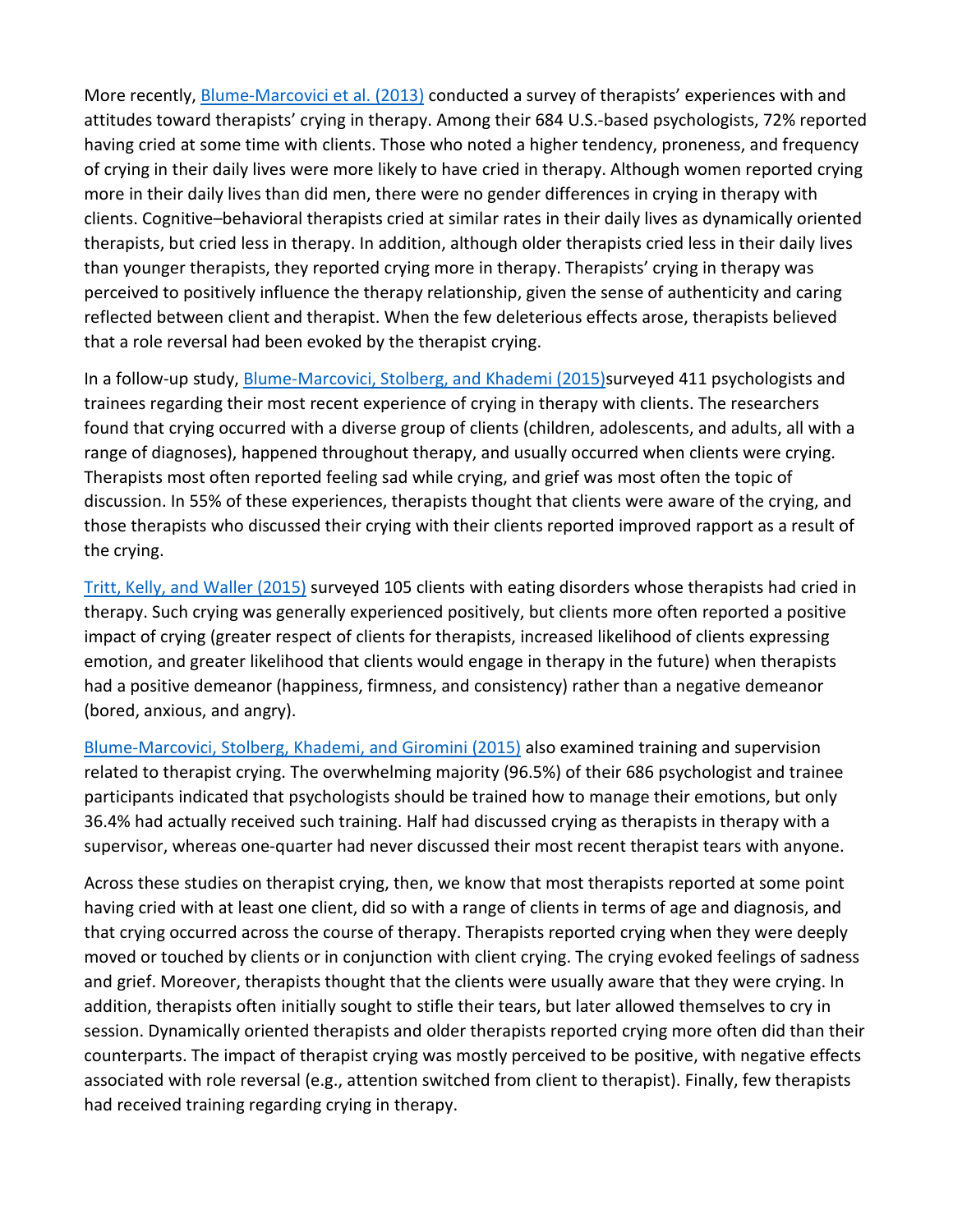More recently, Blume-Marcovici et al. (2013) conducted a survey of therapists' experiences with and attitudes toward therapists' crying in therapy. Among their 684 U.S.-based psychologists, 72% reported having cried at some time with clients. Those who noted a higher tendency, proneness, and frequency of crying in their daily lives were more likely to have cried in therapy. Although women reported crying more in their daily lives than did men, there were no gender differences in crying in therapy with clients. Cognitive–behavioral therapists cried at similar rates in their daily lives as dynamically oriented therapists, but cried less in therapy. In addition, although older therapists cried less in their daily lives than younger therapists, they reported crying more in therapy. Therapists' crying in therapy was perceived to positively influence the therapy relationship, given the sense of authenticity and caring reflected between client and therapist. When the few deleterious effects arose, therapists believed that a role reversal had been evoked by the therapist crying.

In a follow-up study, Blume-Marcovici, Stolberg, and Khademi (2015)surveyed 411 psychologists and trainees regarding their most recent experience of crying in therapy with clients. The researchers found that crying occurred with a diverse group of clients (children, adolescents, and adults, all with a range of diagnoses), happened throughout therapy, and usually occurred when clients were crying. Therapists most often reported feeling sad while crying, and grief was most often the topic of discussion. In 55% of these experiences, therapists thought that clients were aware of the crying, and those therapists who discussed their crying with their clients reported improved rapport as a result of the crying.

Tritt, Kelly, and Waller (2015) surveyed 105 clients with eating disorders whose therapists had cried in therapy. Such crying was generally experienced positively, but clients more often reported a positive impact of crying (greater respect of clients for therapists, increased likelihood of clients expressing emotion, and greater likelihood that clients would engage in therapy in the future) when therapists had a positive demeanor (happiness, firmness, and consistency) rather than a negative demeanor (bored, anxious, and angry).

Blume-Marcovici, Stolberg, Khademi, and Giromini (2015) also examined training and supervision related to therapist crying. The overwhelming majority (96.5%) of their 686 psychologist and trainee participants indicated that psychologists should be trained how to manage their emotions, but only 36.4% had actually received such training. Half had discussed crying as therapists in therapy with a supervisor, whereas one-quarter had never discussed their most recent therapist tears with anyone.

Across these studies on therapist crying, then, we know that most therapists reported at some point having cried with at least one client, did so with a range of clients in terms of age and diagnosis, and that crying occurred across the course of therapy. Therapists reported crying when they were deeply moved or touched by clients or in conjunction with client crying. The crying evoked feelings of sadness and grief. Moreover, therapists thought that the clients were usually aware that they were crying. In addition, therapists often initially sought to stifle their tears, but later allowed themselves to cry in session. Dynamically oriented therapists and older therapists reported crying more often did than their counterparts. The impact of therapist crying was mostly perceived to be positive, with negative effects associated with role reversal (e.g., attention switched from client to therapist). Finally, few therapists had received training regarding crying in therapy.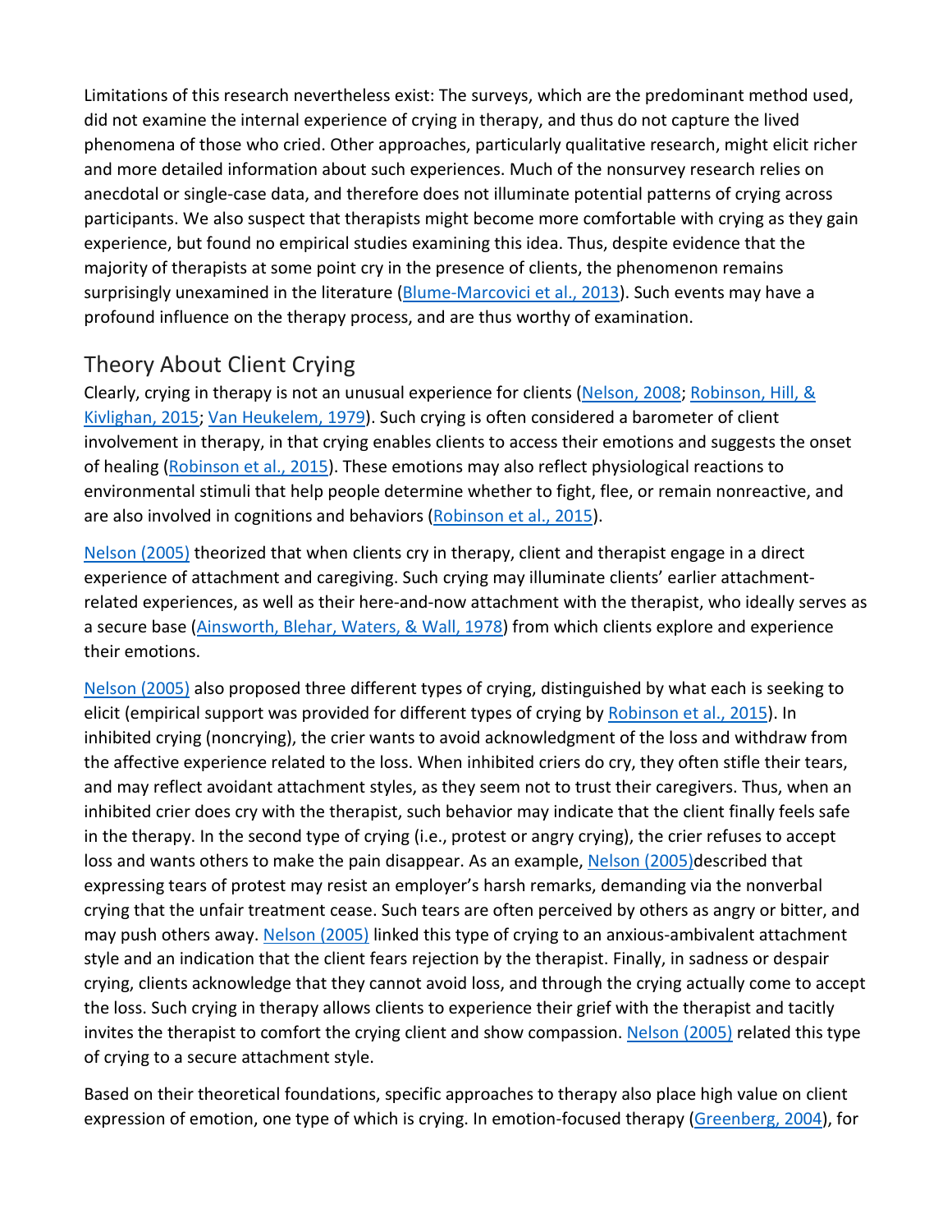Limitations of this research nevertheless exist: The surveys, which are the predominant method used, did not examine the internal experience of crying in therapy, and thus do not capture the lived phenomena of those who cried. Other approaches, particularly qualitative research, might elicit richer and more detailed information about such experiences. Much of the nonsurvey research relies on anecdotal or single-case data, and therefore does not illuminate potential patterns of crying across participants. We also suspect that therapists might become more comfortable with crying as they gain experience, but found no empirical studies examining this idea. Thus, despite evidence that the majority of therapists at some point cry in the presence of clients, the phenomenon remains surprisingly unexamined in the literature (Blume-Marcovici et al., 2013). Such events may have a profound influence on the therapy process, and are thus worthy of examination.

## Theory About Client Crying

Clearly, crying in therapy is not an unusual experience for clients (Nelson, 2008; Robinson, Hill, & Kivlighan, 2015; Van Heukelem, 1979). Such crying is often considered a barometer of client involvement in therapy, in that crying enables clients to access their emotions and suggests the onset of healing (Robinson et al., 2015). These emotions may also reflect physiological reactions to environmental stimuli that help people determine whether to fight, flee, or remain nonreactive, and are also involved in cognitions and behaviors (Robinson et al., 2015).

Nelson (2005) theorized that when clients cry in therapy, client and therapist engage in a direct experience of attachment and caregiving. Such crying may illuminate clients' earlier attachment-related experiences, as well as their here-and-now attachment with the therapist, who ideally serves as a secure base (Ainsworth, Blehar, Waters, & Wall, 1978) from which clients explore and experience their emotions.

Nelson (2005) also proposed three different types of crying, distinguished by what each is seeking to elicit (empirical support was provided for different types of crying by Robinson et al., 2015). In inhibited crying (noncrying), the crier wants to avoid acknowledgment of the loss and withdraw from the affective experience related to the loss. When inhibited criers do cry, they often stifle their tears, and may reflect avoidant attachment styles, as they seem not to trust their caregivers. Thus, when an inhibited crier does cry with the therapist, such behavior may indicate that the client finally feels safe in the therapy. In the second type of crying (i.e., protest or angry crying), the crier refuses to accept loss and wants others to make the pain disappear. As an example, Nelson (2005)described that expressing tears of protest may resist an employer's harsh remarks, demanding via the nonverbal crying that the unfair treatment cease. Such tears are often perceived by others as angry or bitter, and may push others away. Nelson (2005) linked this type of crying to an anxious-ambivalent attachment style and an indication that the client fears rejection by the therapist. Finally, in sadness or despair crying, clients acknowledge that they cannot avoid loss, and through the crying actually come to accept the loss. Such crying in therapy allows clients to experience their grief with the therapist and tacitly invites the therapist to comfort the crying client and show compassion. Nelson (2005) related this type of crying to a secure attachment style.

Based on their theoretical foundations, specific approaches to therapy also place high value on client expression of emotion, one type of which is crying. In emotion-focused therapy (Greenberg, 2004), for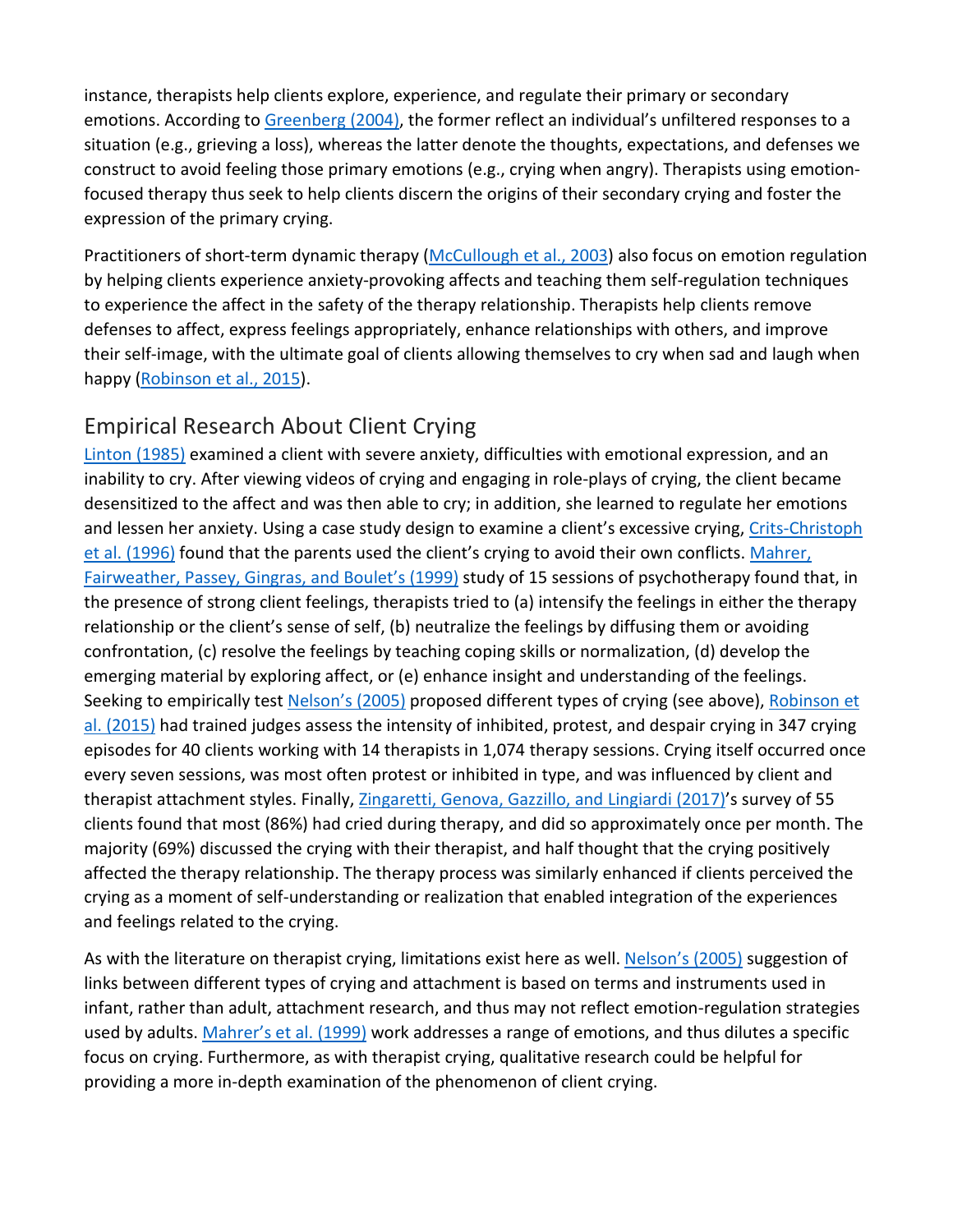instance, therapists help clients explore, experience, and regulate their primary or secondary emotions. According to Greenberg (2004), the former reflect an individual's unfiltered responses to a situation (e.g., grieving a loss), whereas the latter denote the thoughts, expectations, and defenses we construct to avoid feeling those primary emotions (e.g., crying when angry). Therapists using emotion-focused therapy thus seek to help clients discern the origins of their secondary crying and foster the expression of the primary crying.

Practitioners of short-term dynamic therapy (McCullough et al., 2003) also focus on emotion regulation by helping clients experience anxiety-provoking affects and teaching them self-regulation techniques to experience the affect in the safety of the therapy relationship. Therapists help clients remove defenses to affect, express feelings appropriately, enhance relationships with others, and improve their self-image, with the ultimate goal of clients allowing themselves to cry when sad and laugh when happy (Robinson et al., 2015).

## Empirical Research About Client Crying

Linton (1985) examined a client with severe anxiety, difficulties with emotional expression, and an inability to cry. After viewing videos of crying and engaging in role-plays of crying, the client became desensitized to the affect and was then able to cry; in addition, she learned to regulate her emotions and lessen her anxiety. Using a case study design to examine a client's excessive crying, Crits-Christoph et al. (1996) found that the parents used the client's crying to avoid their own conflicts. Mahrer, Fairweather, Passey, Gingras, and Boulet's (1999) study of 15 sessions of psychotherapy found that, in the presence of strong client feelings, therapists tried to (a) intensify the feelings in either the therapy relationship or the client's sense of self, (b) neutralize the feelings by diffusing them or avoiding confrontation, (c) resolve the feelings by teaching coping skills or normalization, (d) develop the emerging material by exploring affect, or (e) enhance insight and understanding of the feelings. Seeking to empirically test Nelson's (2005) proposed different types of crying (see above), Robinson et al. (2015) had trained judges assess the intensity of inhibited, protest, and despair crying in 347 crying episodes for 40 clients working with 14 therapists in 1,074 therapy sessions. Crying itself occurred once every seven sessions, was most often protest or inhibited in type, and was influenced by client and therapist attachment styles. Finally, Zingaretti, Genova, Gazzillo, and Lingiardi (2017)'s survey of 55 clients found that most (86%) had cried during therapy, and did so approximately once per month. The majority (69%) discussed the crying with their therapist, and half thought that the crying positively affected the therapy relationship. The therapy process was similarly enhanced if clients perceived the crying as a moment of self-understanding or realization that enabled integration of the experiences and feelings related to the crying.

As with the literature on therapist crying, limitations exist here as well. Nelson's (2005) suggestion of links between different types of crying and attachment is based on terms and instruments used in infant, rather than adult, attachment research, and thus may not reflect emotion-regulation strategies used by adults. Mahrer's et al. (1999) work addresses a range of emotions, and thus dilutes a specific focus on crying. Furthermore, as with therapist crying, qualitative research could be helpful for providing a more in-depth examination of the phenomenon of client crying.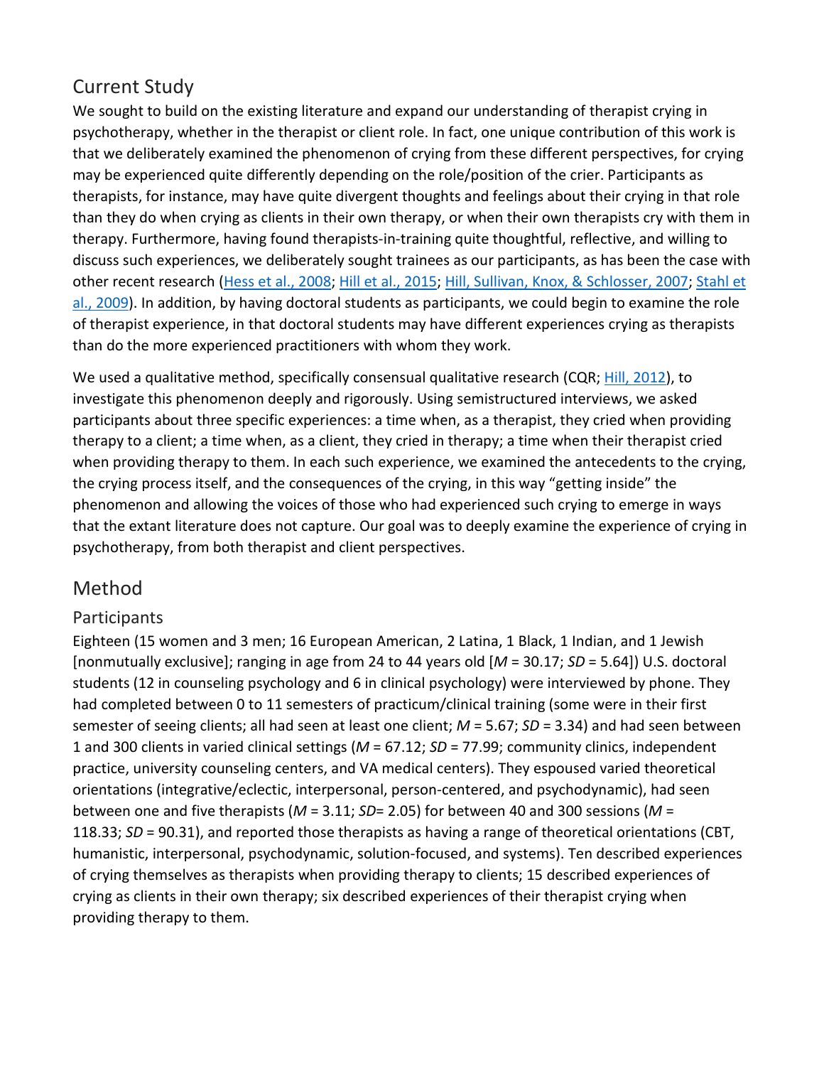## Current Study

We sought to build on the existing literature and expand our understanding of therapist crying in psychotherapy, whether in the therapist or client role. In fact, one unique contribution of this work is that we deliberately examined the phenomenon of crying from these different perspectives, for crying may be experienced quite differently depending on the role/position of the crier. Participants as therapists, for instance, may have quite divergent thoughts and feelings about their crying in that role than they do when crying as clients in their own therapy, or when their own therapists cry with them in therapy. Furthermore, having found therapists-in-training quite thoughtful, reflective, and willing to discuss such experiences, we deliberately sought trainees as our participants, as has been the case with other recent research (Hess et al., 2008; Hill et al., 2015; Hill, Sullivan, Knox, & Schlosser, 2007; Stahl et al., 2009). In addition, by having doctoral students as participants, we could begin to examine the role of therapist experience, in that doctoral students may have different experiences crying as therapists than do the more experienced practitioners with whom they work.

We used a qualitative method, specifically consensual qualitative research (CQR; Hill, 2012), to investigate this phenomenon deeply and rigorously. Using semistructured interviews, we asked participants about three specific experiences: a time when, as a therapist, they cried when providing therapy to a client; a time when, as a client, they cried in therapy; a time when their therapist cried when providing therapy to them. In each such experience, we examined the antecedents to the crying, the crying process itself, and the consequences of the crying, in this way "getting inside" the phenomenon and allowing the voices of those who had experienced such crying to emerge in ways that the extant literature does not capture. Our goal was to deeply examine the experience of crying in psychotherapy, from both therapist and client perspectives.

# Method

## Participants

Eighteen (15 women and 3 men; 16 European American, 2 Latina, 1 Black, 1 Indian, and 1 Jewish [nonmutually exclusive]; ranging in age from 24 to 44 years old [*M* = 30.17; *SD* = 5.64]) U.S. doctoral students (12 in counseling psychology and 6 in clinical psychology) were interviewed by phone. They had completed between 0 to 11 semesters of practicum/clinical training (some were in their first semester of seeing clients; all had seen at least one client; *M* = 5.67; *SD* = 3.34) and had seen between 1 and 300 clients in varied clinical settings (*M* = 67.12; *SD* = 77.99; community clinics, independent practice, university counseling centers, and VA medical centers). They espoused varied theoretical orientations (integrative/eclectic, interpersonal, person-centered, and psychodynamic), had seen between one and five therapists (*M* = 3.11; *SD*= 2.05) for between 40 and 300 sessions (*M* = 118.33; *SD* = 90.31), and reported those therapists as having a range of theoretical orientations (CBT, humanistic, interpersonal, psychodynamic, solution-focused, and systems). Ten described experiences of crying themselves as therapists when providing therapy to clients; 15 described experiences of crying as clients in their own therapy; six described experiences of their therapist crying when providing therapy to them.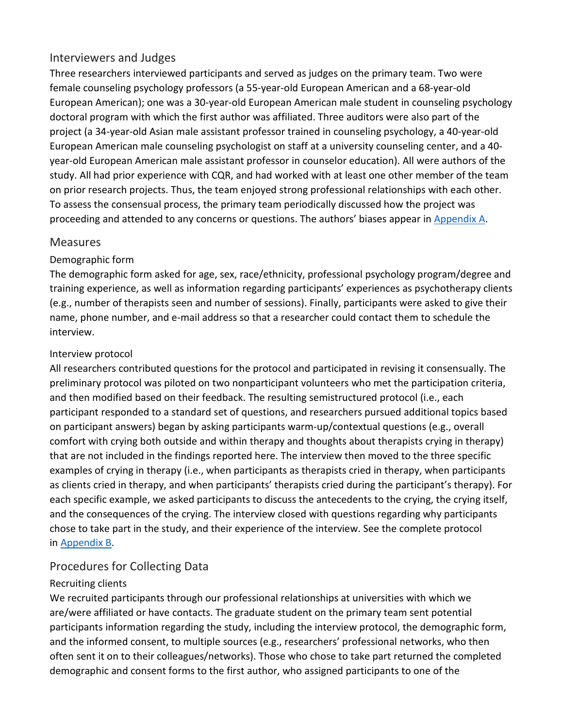## Interviewers and Judges

Three researchers interviewed participants and served as judges on the primary team. Two were female counseling psychology professors (a 55-year-old European American and a 68-year-old European American); one was a 30-year-old European American male student in counseling psychology doctoral program with which the first author was affiliated. Three auditors were also part of the project (a 34-year-old Asian male assistant professor trained in counseling psychology, a 40-year-old European American male counseling psychologist on staff at a university counseling center, and a 40-year-old European American male assistant professor in counselor education). All were authors of the study. All had prior experience with CQR, and had worked with at least one other member of the team on prior research projects. Thus, the team enjoyed strong professional relationships with each other. To assess the consensual process, the primary team periodically discussed how the project was proceeding and attended to any concerns or questions. The authors' biases appear in Appendix A.

## Measures

### Demographic form

The demographic form asked for age, sex, race/ethnicity, professional psychology program/degree and training experience, as well as information regarding participants' experiences as psychotherapy clients (e.g., number of therapists seen and number of sessions). Finally, participants were asked to give their name, phone number, and e-mail address so that a researcher could contact them to schedule the interview.

### Interview protocol

All researchers contributed questions for the protocol and participated in revising it consensually. The preliminary protocol was piloted on two nonparticipant volunteers who met the participation criteria, and then modified based on their feedback. The resulting semistructured protocol (i.e., each participant responded to a standard set of questions, and researchers pursued additional topics based on participant answers) began by asking participants warm-up/contextual questions (e.g., overall comfort with crying both outside and within therapy and thoughts about therapists crying in therapy) that are not included in the findings reported here. The interview then moved to the three specific examples of crying in therapy (i.e., when participants as therapists cried in therapy, when participants as clients cried in therapy, and when participants' therapists cried during the participant's therapy). For each specific example, we asked participants to discuss the antecedents to the crying, the crying itself, and the consequences of the crying. The interview closed with questions regarding why participants chose to take part in the study, and their experience of the interview. See the complete protocol in Appendix B.

## Procedures for Collecting Data

### Recruiting clients

We recruited participants through our professional relationships at universities with which we are/were affiliated or have contacts. The graduate student on the primary team sent potential participants information regarding the study, including the interview protocol, the demographic form, and the informed consent, to multiple sources (e.g., researchers' professional networks, who then often sent it on to their colleagues/networks). Those who chose to take part returned the completed demographic and consent forms to the first author, who assigned participants to one of the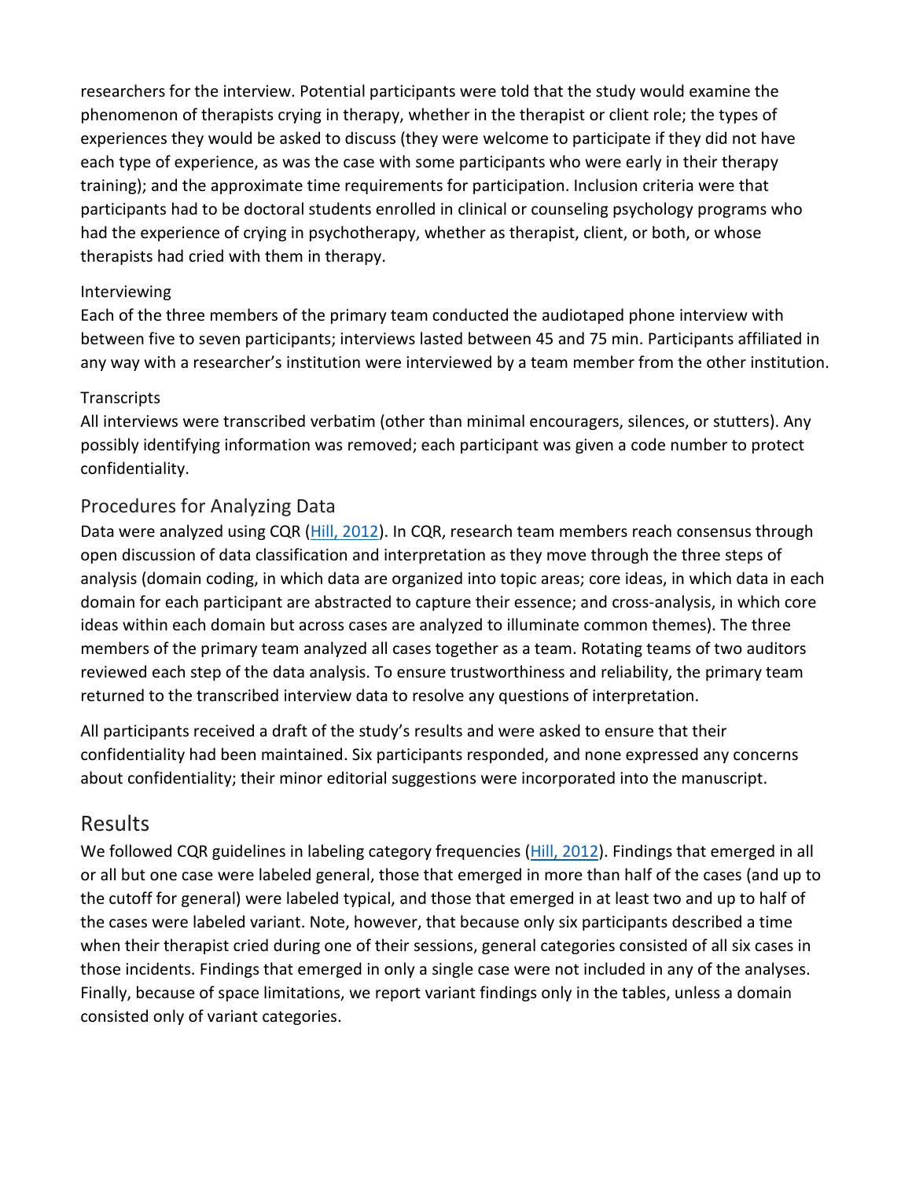researchers for the interview. Potential participants were told that the study would examine the phenomenon of therapists crying in therapy, whether in the therapist or client role; the types of experiences they would be asked to discuss (they were welcome to participate if they did not have each type of experience, as was the case with some participants who were early in their therapy training); and the approximate time requirements for participation. Inclusion criteria were that participants had to be doctoral students enrolled in clinical or counseling psychology programs who had the experience of crying in psychotherapy, whether as therapist, client, or both, or whose therapists had cried with them in therapy.

#### Interviewing

Each of the three members of the primary team conducted the audiotaped phone interview with between five to seven participants; interviews lasted between 45 and 75 min. Participants affiliated in any way with a researcher's institution were interviewed by a team member from the other institution.

#### Transcripts

All interviews were transcribed verbatim (other than minimal encouragers, silences, or stutters). Any possibly identifying information was removed; each participant was given a code number to protect confidentiality.

### Procedures for Analyzing Data

Data were analyzed using CQR (Hill, 2012). In CQR, research team members reach consensus through open discussion of data classification and interpretation as they move through the three steps of analysis (domain coding, in which data are organized into topic areas; core ideas, in which data in each domain for each participant are abstracted to capture their essence; and cross-analysis, in which core ideas within each domain but across cases are analyzed to illuminate common themes). The three members of the primary team analyzed all cases together as a team. Rotating teams of two auditors reviewed each step of the data analysis. To ensure trustworthiness and reliability, the primary team returned to the transcribed interview data to resolve any questions of interpretation.

All participants received a draft of the study's results and were asked to ensure that their confidentiality had been maintained. Six participants responded, and none expressed any concerns about confidentiality; their minor editorial suggestions were incorporated into the manuscript.

## Results

We followed CQR guidelines in labeling category frequencies (Hill, 2012). Findings that emerged in all or all but one case were labeled general, those that emerged in more than half of the cases (and up to the cutoff for general) were labeled typical, and those that emerged in at least two and up to half of the cases were labeled variant. Note, however, that because only six participants described a time when their therapist cried during one of their sessions, general categories consisted of all six cases in those incidents. Findings that emerged in only a single case were not included in any of the analyses. Finally, because of space limitations, we report variant findings only in the tables, unless a domain consisted only of variant categories.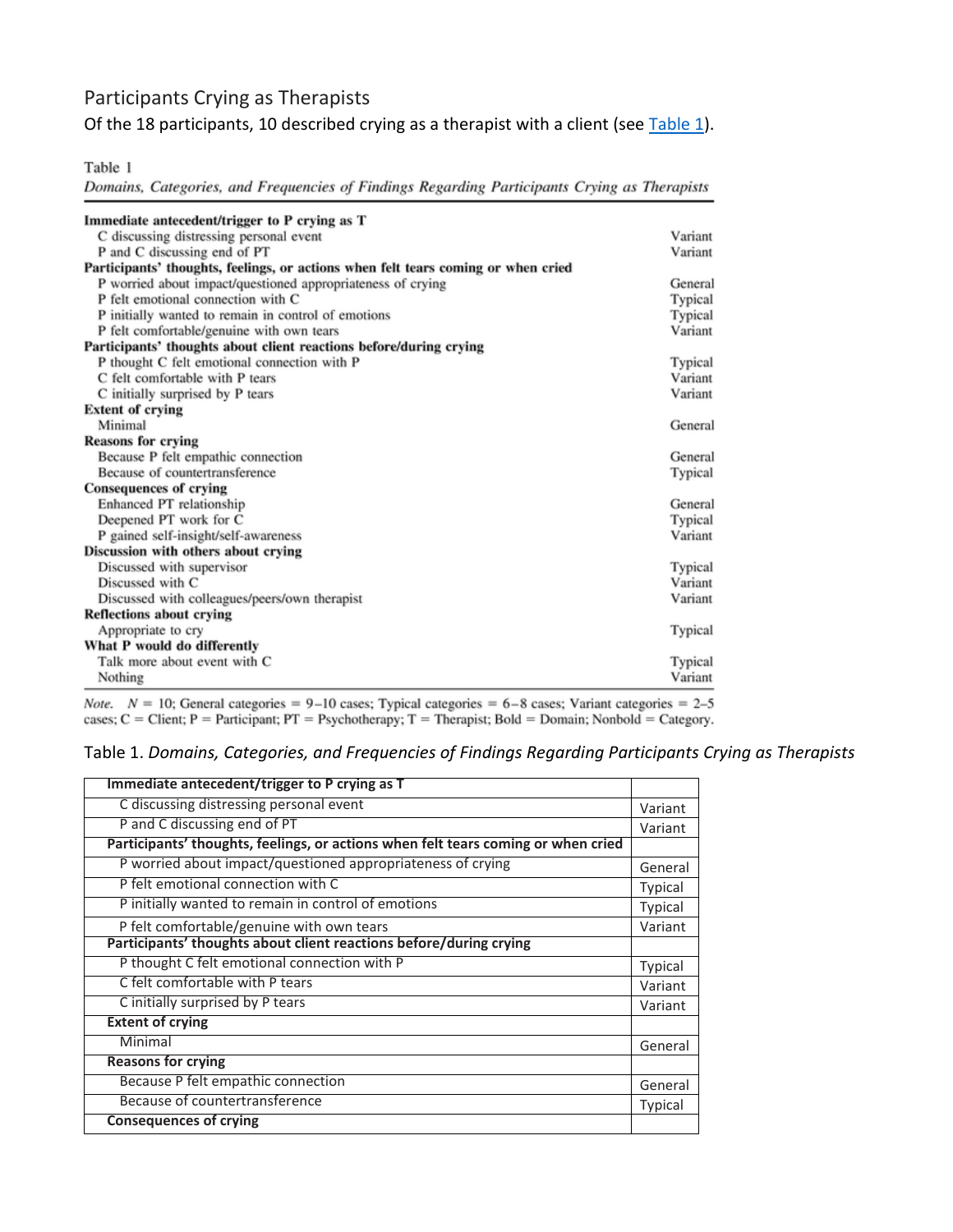## Participants Crying as Therapists

Of the 18 participants, 10 described crying as a therapist with a client (see Table 1).

Table 1
*Domains, Categories, and Frequencies of Findings Regarding Participants Crying as Therapists*

| Domain / Category | Frequency |
|---|---|
| **Immediate antecedent/trigger to P crying as T** | |
| C discussing distressing personal event | Variant |
| P and C discussing end of PT | Variant |
| **Participants' thoughts, feelings, or actions when felt tears coming or when cried** | |
| P worried about impact/questioned appropriateness of crying | General |
| P felt emotional connection with C | Typical |
| P initially wanted to remain in control of emotions | Typical |
| P felt comfortable/genuine with own tears | Variant |
| **Participants' thoughts about client reactions before/during crying** | |
| P thought C felt emotional connection with P | Typical |
| C felt comfortable with P tears | Variant |
| C initially surprised by P tears | Variant |
| **Extent of crying** | |
| Minimal | General |
| **Reasons for crying** | |
| Because P felt empathic connection | General |
| Because of countertransference | Typical |
| **Consequences of crying** | |
| Enhanced PT relationship | General |
| Deepened PT work for C | Typical |
| P gained self-insight/self-awareness | Variant |
| **Discussion with others about crying** | |
| Discussed with supervisor | Typical |
| Discussed with C | Variant |
| Discussed with colleagues/peers/own therapist | Variant |
| **Reflections about crying** | |
| Appropriate to cry | Typical |
| **What P would do differently** | |
| Talk more about event with C | Typical |
| Nothing | Variant |

*Note.* N = 10; General categories = 9–10 cases; Typical categories = 6–8 cases; Variant categories = 2–5 cases; C = Client; P = Participant; PT = Psychotherapy; T = Therapist; Bold = Domain; Nonbold = Category.

Table 1. *Domains, Categories, and Frequencies of Findings Regarding Participants Crying as Therapists*

| Domain / Category | Frequency |
|---|---|
| **Immediate antecedent/trigger to P crying as T** | |
| C discussing distressing personal event | Variant |
| P and C discussing end of PT | Variant |
| **Participants' thoughts, feelings, or actions when felt tears coming or when cried** | |
| P worried about impact/questioned appropriateness of crying | General |
| P felt emotional connection with C | Typical |
| P initially wanted to remain in control of emotions | Typical |
| P felt comfortable/genuine with own tears | Variant |
| **Participants' thoughts about client reactions before/during crying** | |
| P thought C felt emotional connection with P | Typical |
| C felt comfortable with P tears | Variant |
| C initially surprised by P tears | Variant |
| **Extent of crying** | |
| Minimal | General |
| **Reasons for crying** | |
| Because P felt empathic connection | General |
| Because of countertransference | Typical |
| **Consequences of crying** | |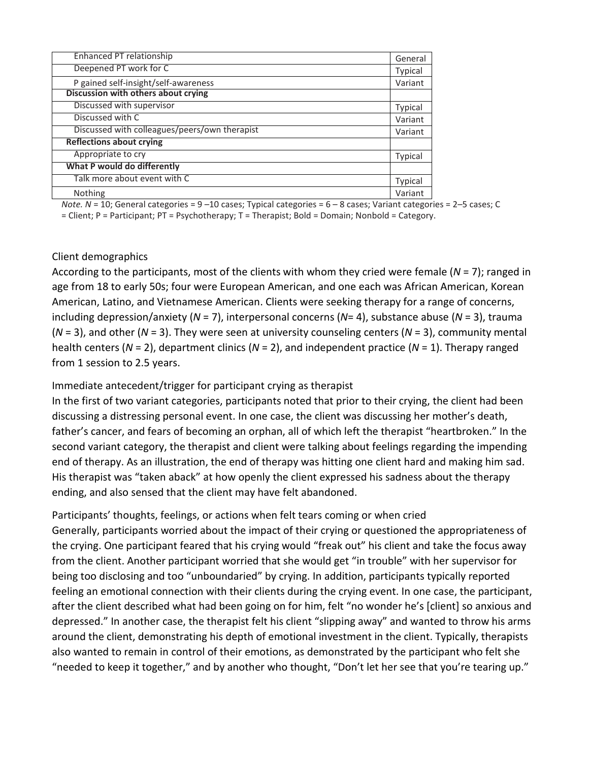| | |
|---|---|
| Enhanced PT relationship | General |
| Deepened PT work for C | Typical |
| P gained self-insight/self-awareness | Variant |
| **Discussion with others about crying** | |
| Discussed with supervisor | Typical |
| Discussed with C | Variant |
| Discussed with colleagues/peers/own therapist | Variant |
| **Reflections about crying** | |
| Appropriate to cry | Typical |
| **What P would do differently** | |
| Talk more about event with C | Typical |
| Nothing | Variant |

*Note.* *N* = 10; General categories = 9 –10 cases; Typical categories = 6 – 8 cases; Variant categories = 2–5 cases; C = Client; P = Participant; PT = Psychotherapy; T = Therapist; Bold = Domain; Nonbold = Category.

### Client demographics

According to the participants, most of the clients with whom they cried were female (*N* = 7); ranged in age from 18 to early 50s; four were European American, and one each was African American, Korean American, Latino, and Vietnamese American. Clients were seeking therapy for a range of concerns, including depression/anxiety (*N* = 7), interpersonal concerns (*N*= 4), substance abuse (*N* = 3), trauma (*N* = 3), and other (*N* = 3). They were seen at university counseling centers (*N* = 3), community mental health centers (*N* = 2), department clinics (*N* = 2), and independent practice (*N* = 1). Therapy ranged from 1 session to 2.5 years.

### Immediate antecedent/trigger for participant crying as therapist

In the first of two variant categories, participants noted that prior to their crying, the client had been discussing a distressing personal event. In one case, the client was discussing her mother's death, father's cancer, and fears of becoming an orphan, all of which left the therapist "heartbroken." In the second variant category, the therapist and client were talking about feelings regarding the impending end of therapy. As an illustration, the end of therapy was hitting one client hard and making him sad. His therapist was "taken aback" at how openly the client expressed his sadness about the therapy ending, and also sensed that the client may have felt abandoned.

### Participants' thoughts, feelings, or actions when felt tears coming or when cried

Generally, participants worried about the impact of their crying or questioned the appropriateness of the crying. One participant feared that his crying would "freak out" his client and take the focus away from the client. Another participant worried that she would get "in trouble" with her supervisor for being too disclosing and too "unboundaried" by crying. In addition, participants typically reported feeling an emotional connection with their clients during the crying event. In one case, the participant, after the client described what had been going on for him, felt "no wonder he's [client] so anxious and depressed." In another case, the therapist felt his client "slipping away" and wanted to throw his arms around the client, demonstrating his depth of emotional investment in the client. Typically, therapists also wanted to remain in control of their emotions, as demonstrated by the participant who felt she "needed to keep it together," and by another who thought, "Don't let her see that you're tearing up."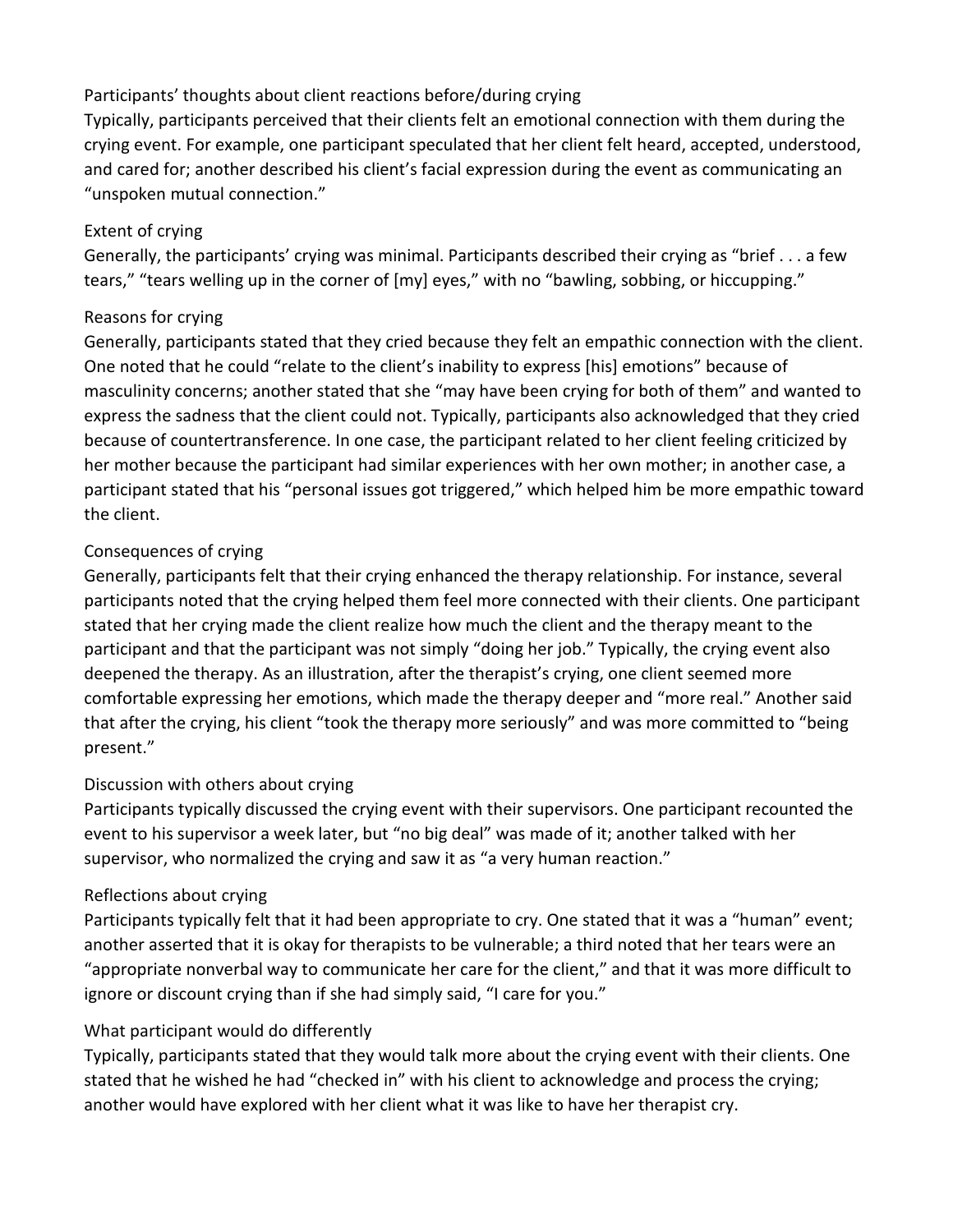### Participants' thoughts about client reactions before/during crying

Typically, participants perceived that their clients felt an emotional connection with them during the crying event. For example, one participant speculated that her client felt heard, accepted, understood, and cared for; another described his client's facial expression during the event as communicating an "unspoken mutual connection."

### Extent of crying

Generally, the participants' crying was minimal. Participants described their crying as "brief . . . a few tears," "tears welling up in the corner of [my] eyes," with no "bawling, sobbing, or hiccupping."

### Reasons for crying

Generally, participants stated that they cried because they felt an empathic connection with the client. One noted that he could "relate to the client's inability to express [his] emotions" because of masculinity concerns; another stated that she "may have been crying for both of them" and wanted to express the sadness that the client could not. Typically, participants also acknowledged that they cried because of countertransference. In one case, the participant related to her client feeling criticized by her mother because the participant had similar experiences with her own mother; in another case, a participant stated that his "personal issues got triggered," which helped him be more empathic toward the client.

### Consequences of crying

Generally, participants felt that their crying enhanced the therapy relationship. For instance, several participants noted that the crying helped them feel more connected with their clients. One participant stated that her crying made the client realize how much the client and the therapy meant to the participant and that the participant was not simply "doing her job." Typically, the crying event also deepened the therapy. As an illustration, after the therapist's crying, one client seemed more comfortable expressing her emotions, which made the therapy deeper and "more real." Another said that after the crying, his client "took the therapy more seriously" and was more committed to "being present."

### Discussion with others about crying

Participants typically discussed the crying event with their supervisors. One participant recounted the event to his supervisor a week later, but "no big deal" was made of it; another talked with her supervisor, who normalized the crying and saw it as "a very human reaction."

### Reflections about crying

Participants typically felt that it had been appropriate to cry. One stated that it was a "human" event; another asserted that it is okay for therapists to be vulnerable; a third noted that her tears were an "appropriate nonverbal way to communicate her care for the client," and that it was more difficult to ignore or discount crying than if she had simply said, "I care for you."

### What participant would do differently

Typically, participants stated that they would talk more about the crying event with their clients. One stated that he wished he had "checked in" with his client to acknowledge and process the crying; another would have explored with her client what it was like to have her therapist cry.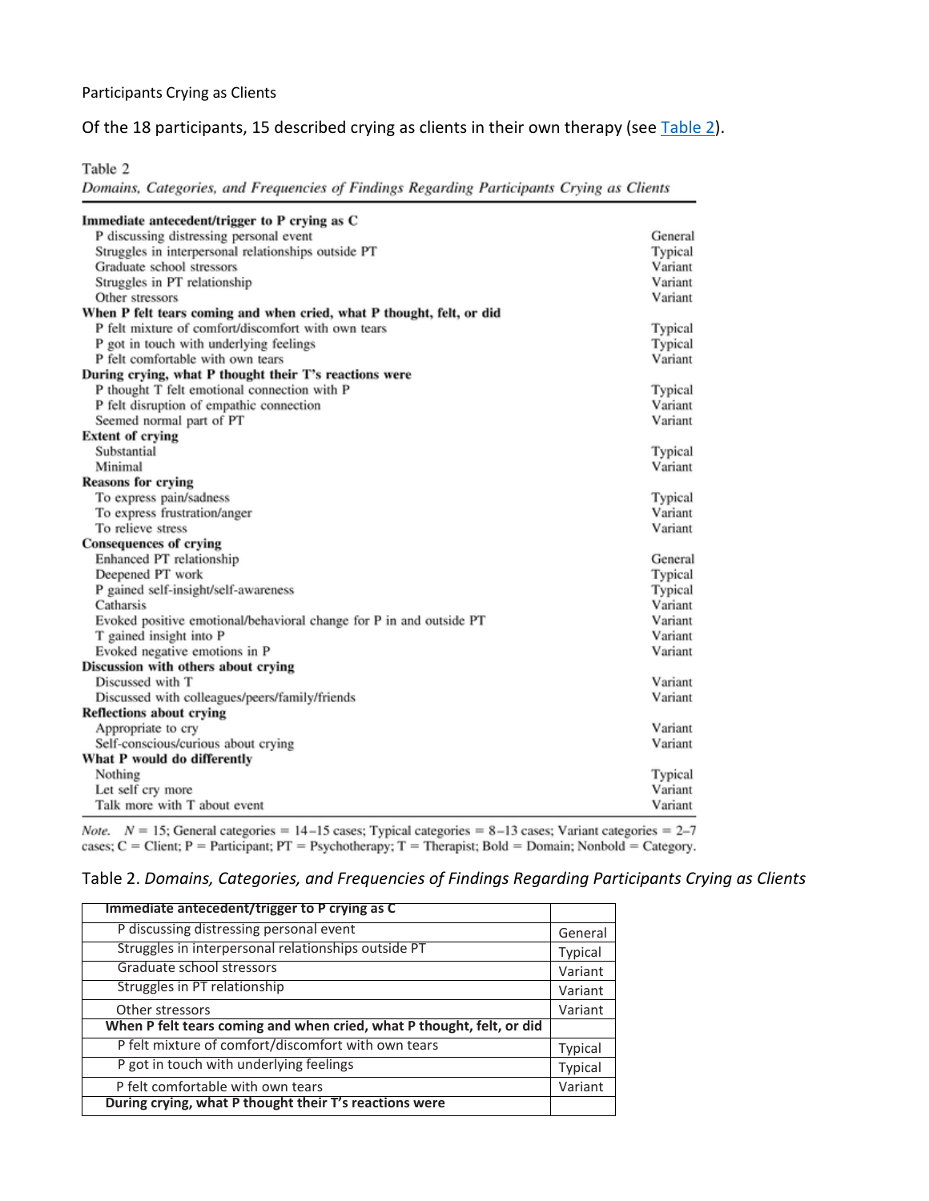Participants Crying as Clients

Of the 18 participants, 15 described crying as clients in their own therapy (see Table 2).

Table 2
*Domains, Categories, and Frequencies of Findings Regarding Participants Crying as Clients*

| Domain/Category | Frequency |
|---|---|
| **Immediate antecedent/trigger to P crying as C** | |
| P discussing distressing personal event | General |
| Struggles in interpersonal relationships outside PT | Typical |
| Graduate school stressors | Variant |
| Struggles in PT relationship | Variant |
| Other stressors | Variant |
| **When P felt tears coming and when cried, what P thought, felt, or did** | |
| P felt mixture of comfort/discomfort with own tears | Typical |
| P got in touch with underlying feelings | Typical |
| P felt comfortable with own tears | Variant |
| **During crying, what P thought their T's reactions were** | |
| P thought T felt emotional connection with P | Typical |
| P felt disruption of empathic connection | Variant |
| Seemed normal part of PT | Variant |
| **Extent of crying** | |
| Substantial | Typical |
| Minimal | Variant |
| **Reasons for crying** | |
| To express pain/sadness | Typical |
| To express frustration/anger | Variant |
| To relieve stress | Variant |
| **Consequences of crying** | |
| Enhanced PT relationship | General |
| Deepened PT work | Typical |
| P gained self-insight/self-awareness | Typical |
| Catharsis | Variant |
| Evoked positive emotional/behavioral change for P in and outside PT | Variant |
| T gained insight into P | Variant |
| Evoked negative emotions in P | Variant |
| **Discussion with others about crying** | |
| Discussed with T | Variant |
| Discussed with colleagues/peers/family/friends | Variant |
| **Reflections about crying** | |
| Appropriate to cry | Variant |
| Self-conscious/curious about crying | Variant |
| **What P would do differently** | |
| Nothing | Typical |
| Let self cry more | Variant |
| Talk more with T about event | Variant |

*Note.* $N = 15$; General categories = 14–15 cases; Typical categories = 8–13 cases; Variant categories = 2–7 cases; C = Client; P = Participant; PT = Psychotherapy; T = Therapist; Bold = Domain; Nonbold = Category.

Table 2. *Domains, Categories, and Frequencies of Findings Regarding Participants Crying as Clients*

| Domain/Category | Frequency |
|---|---|
| **Immediate antecedent/trigger to P crying as C** | |
| P discussing distressing personal event | General |
| Struggles in interpersonal relationships outside PT | Typical |
| Graduate school stressors | Variant |
| Struggles in PT relationship | Variant |
| Other stressors | Variant |
| **When P felt tears coming and when cried, what P thought, felt, or did** | |
| P felt mixture of comfort/discomfort with own tears | Typical |
| P got in touch with underlying feelings | Typical |
| P felt comfortable with own tears | Variant |
| **During crying, what P thought their T's reactions were** | |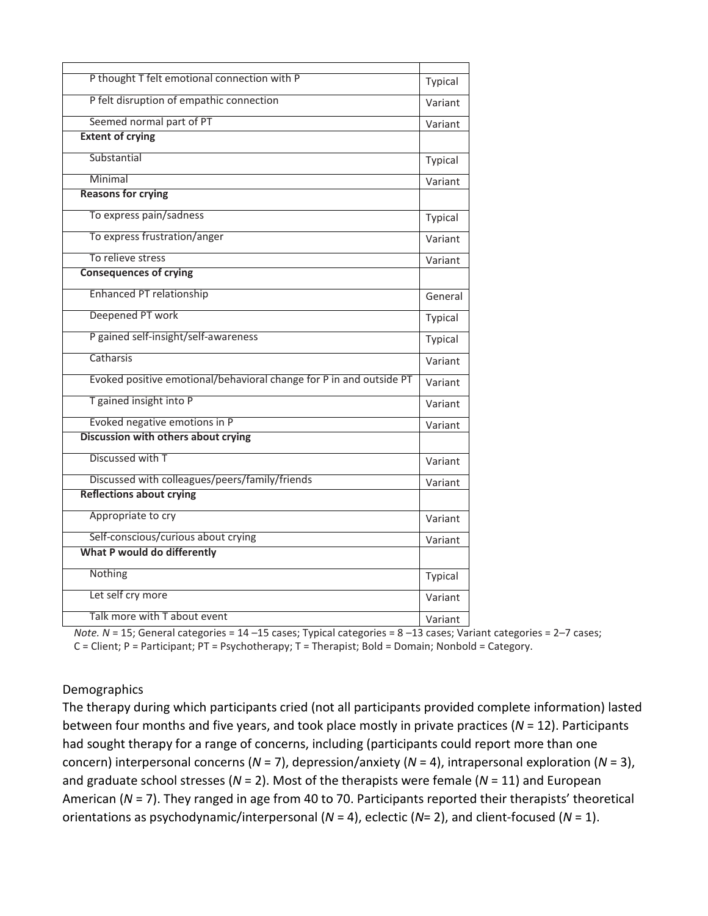| | |
|---|---|
| P thought T felt emotional connection with P | Typical |
| P felt disruption of empathic connection | Variant |
| Seemed normal part of PT | Variant |
| **Extent of crying** | |
| Substantial | Typical |
| Minimal | Variant |
| **Reasons for crying** | |
| To express pain/sadness | Typical |
| To express frustration/anger | Variant |
| To relieve stress | Variant |
| **Consequences of crying** | |
| Enhanced PT relationship | General |
| Deepened PT work | Typical |
| P gained self-insight/self-awareness | Typical |
| Catharsis | Variant |
| Evoked positive emotional/behavioral change for P in and outside PT | Variant |
| T gained insight into P | Variant |
| Evoked negative emotions in P | Variant |
| **Discussion with others about crying** | |
| Discussed with T | Variant |
| Discussed with colleagues/peers/family/friends | Variant |
| **Reflections about crying** | |
| Appropriate to cry | Variant |
| Self-conscious/curious about crying | Variant |
| **What P would do differently** | |
| Nothing | Typical |
| Let self cry more | Variant |
| Talk more with T about event | Variant |

*Note.* *N* = 15; General categories = 14 –15 cases; Typical categories = 8 –13 cases; Variant categories = 2–7 cases; C = Client; P = Participant; PT = Psychotherapy; T = Therapist; Bold = Domain; Nonbold = Category.

Demographics

The therapy during which participants cried (not all participants provided complete information) lasted between four months and five years, and took place mostly in private practices (*N* = 12). Participants had sought therapy for a range of concerns, including (participants could report more than one concern) interpersonal concerns (*N* = 7), depression/anxiety (*N* = 4), intrapersonal exploration (*N* = 3), and graduate school stresses (*N* = 2). Most of the therapists were female (*N* = 11) and European American (*N* = 7). They ranged in age from 40 to 70. Participants reported their therapists' theoretical orientations as psychodynamic/interpersonal (*N* = 4), eclectic (*N*= 2), and client-focused (*N* = 1).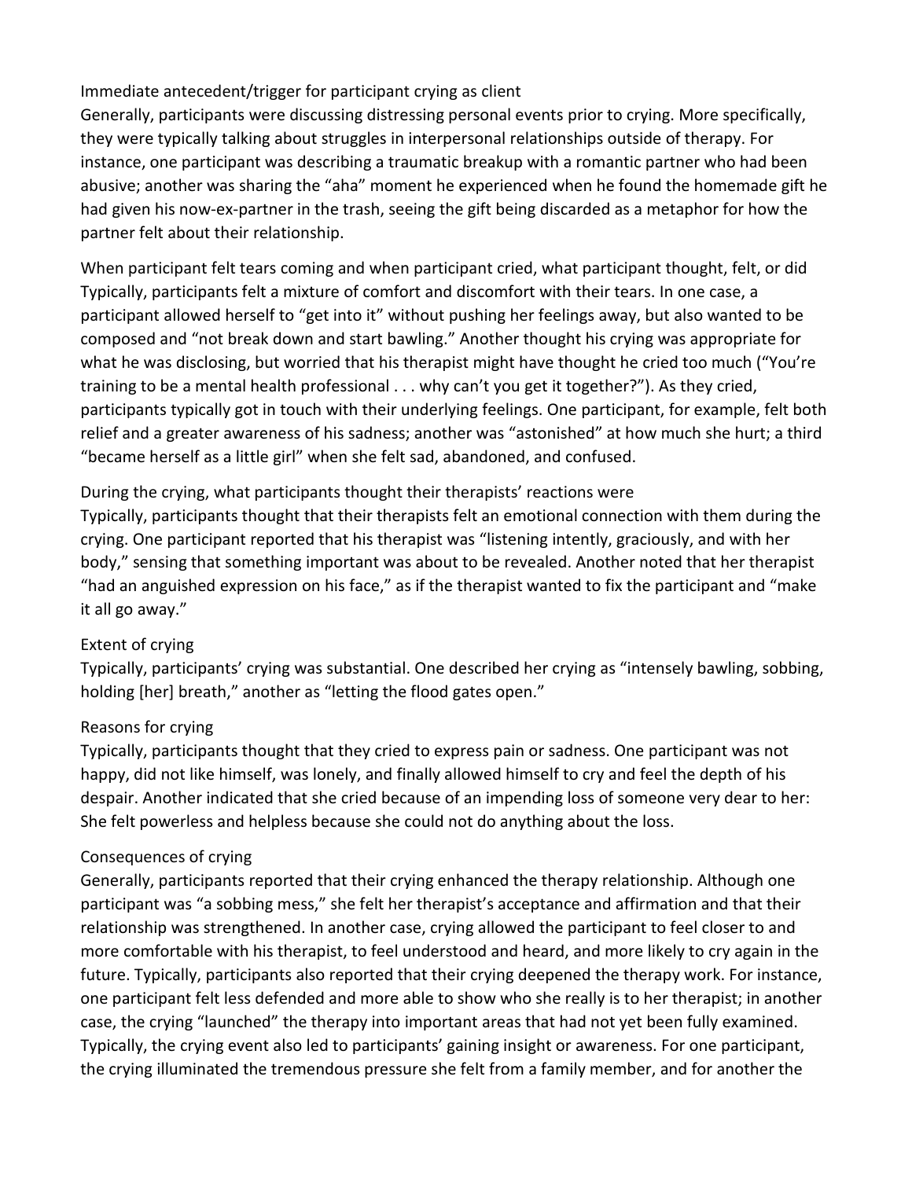### Immediate antecedent/trigger for participant crying as client

Generally, participants were discussing distressing personal events prior to crying. More specifically, they were typically talking about struggles in interpersonal relationships outside of therapy. For instance, one participant was describing a traumatic breakup with a romantic partner who had been abusive; another was sharing the "aha" moment he experienced when he found the homemade gift he had given his now-ex-partner in the trash, seeing the gift being discarded as a metaphor for how the partner felt about their relationship.

### When participant felt tears coming and when participant cried, what participant thought, felt, or did

Typically, participants felt a mixture of comfort and discomfort with their tears. In one case, a participant allowed herself to "get into it" without pushing her feelings away, but also wanted to be composed and "not break down and start bawling." Another thought his crying was appropriate for what he was disclosing, but worried that his therapist might have thought he cried too much ("You're training to be a mental health professional . . . why can't you get it together?"). As they cried, participants typically got in touch with their underlying feelings. One participant, for example, felt both relief and a greater awareness of his sadness; another was "astonished" at how much she hurt; a third "became herself as a little girl" when she felt sad, abandoned, and confused.

### During the crying, what participants thought their therapists' reactions were

Typically, participants thought that their therapists felt an emotional connection with them during the crying. One participant reported that his therapist was "listening intently, graciously, and with her body," sensing that something important was about to be revealed. Another noted that her therapist "had an anguished expression on his face," as if the therapist wanted to fix the participant and "make it all go away."

### Extent of crying

Typically, participants' crying was substantial. One described her crying as "intensely bawling, sobbing, holding [her] breath," another as "letting the flood gates open."

### Reasons for crying

Typically, participants thought that they cried to express pain or sadness. One participant was not happy, did not like himself, was lonely, and finally allowed himself to cry and feel the depth of his despair. Another indicated that she cried because of an impending loss of someone very dear to her: She felt powerless and helpless because she could not do anything about the loss.

### Consequences of crying

Generally, participants reported that their crying enhanced the therapy relationship. Although one participant was "a sobbing mess," she felt her therapist's acceptance and affirmation and that their relationship was strengthened. In another case, crying allowed the participant to feel closer to and more comfortable with his therapist, to feel understood and heard, and more likely to cry again in the future. Typically, participants also reported that their crying deepened the therapy work. For instance, one participant felt less defended and more able to show who she really is to her therapist; in another case, the crying "launched" the therapy into important areas that had not yet been fully examined. Typically, the crying event also led to participants' gaining insight or awareness. For one participant, the crying illuminated the tremendous pressure she felt from a family member, and for another the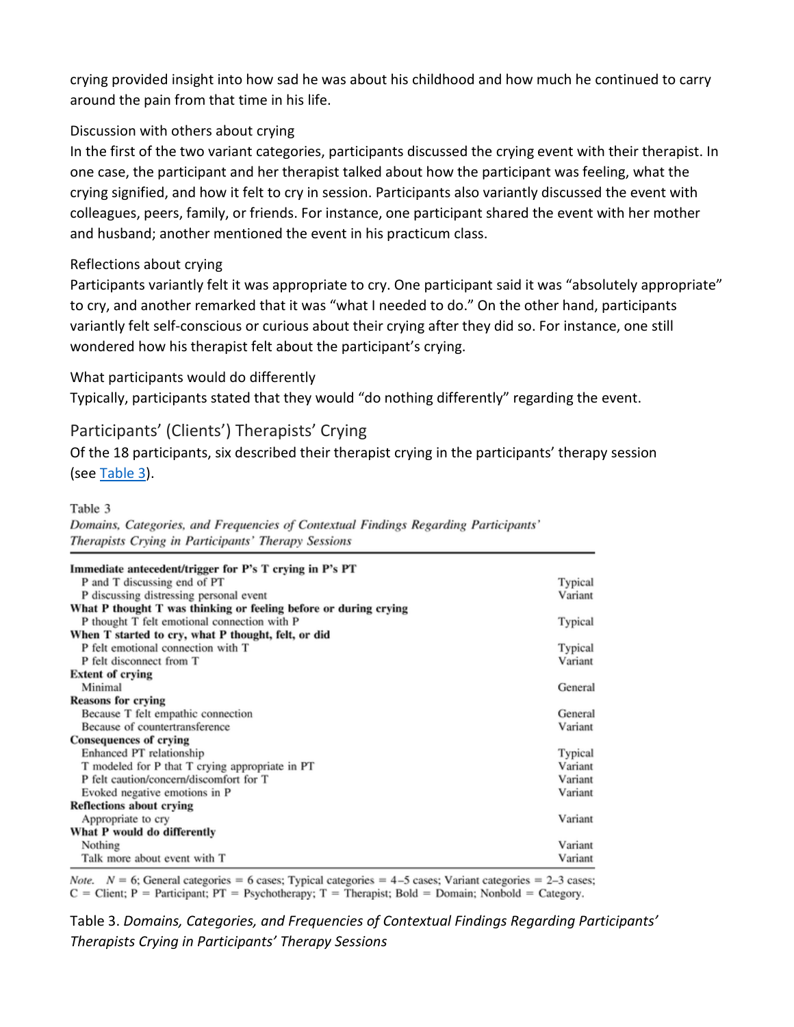crying provided insight into how sad he was about his childhood and how much he continued to carry around the pain from that time in his life.

### Discussion with others about crying

In the first of the two variant categories, participants discussed the crying event with their therapist. In one case, the participant and her therapist talked about how the participant was feeling, what the crying signified, and how it felt to cry in session. Participants also variantly discussed the event with colleagues, peers, family, or friends. For instance, one participant shared the event with her mother and husband; another mentioned the event in his practicum class.

### Reflections about crying

Participants variantly felt it was appropriate to cry. One participant said it was "absolutely appropriate" to cry, and another remarked that it was "what I needed to do." On the other hand, participants variantly felt self-conscious or curious about their crying after they did so. For instance, one still wondered how his therapist felt about the participant's crying.

### What participants would do differently

Typically, participants stated that they would "do nothing differently" regarding the event.

## Participants' (Clients') Therapists' Crying

Of the 18 participants, six described their therapist crying in the participants' therapy session (see Table 3).

Table 3
*Domains, Categories, and Frequencies of Contextual Findings Regarding Participants' Therapists Crying in Participants' Therapy Sessions*

| Domain / Category | Frequency |
|---|---|
| **Immediate antecedent/trigger for P's T crying in P's PT** | |
| P and T discussing end of PT | Typical |
| P discussing distressing personal event | Variant |
| **What P thought T was thinking or feeling before or during crying** | |
| P thought T felt emotional connection with P | Typical |
| **When T started to cry, what P thought, felt, or did** | |
| P felt emotional connection with T | Typical |
| P felt disconnect from T | Variant |
| **Extent of crying** | |
| Minimal | General |
| **Reasons for crying** | |
| Because T felt empathic connection | General |
| Because of countertransference | Variant |
| **Consequences of crying** | |
| Enhanced PT relationship | Typical |
| T modeled for P that T crying appropriate in PT | Variant |
| P felt caution/concern/discomfort for T | Variant |
| Evoked negative emotions in P | Variant |
| **Reflections about crying** | |
| Appropriate to cry | Variant |
| **What P would do differently** | |
| Nothing | Variant |
| Talk more about event with T | Variant |

*Note.* $N = 6$; General categories = 6 cases; Typical categories = 4–5 cases; Variant categories = 2–3 cases; C = Client; P = Participant; PT = Psychotherapy; T = Therapist; Bold = Domain; Nonbold = Category.

Table 3. *Domains, Categories, and Frequencies of Contextual Findings Regarding Participants' Therapists Crying in Participants' Therapy Sessions*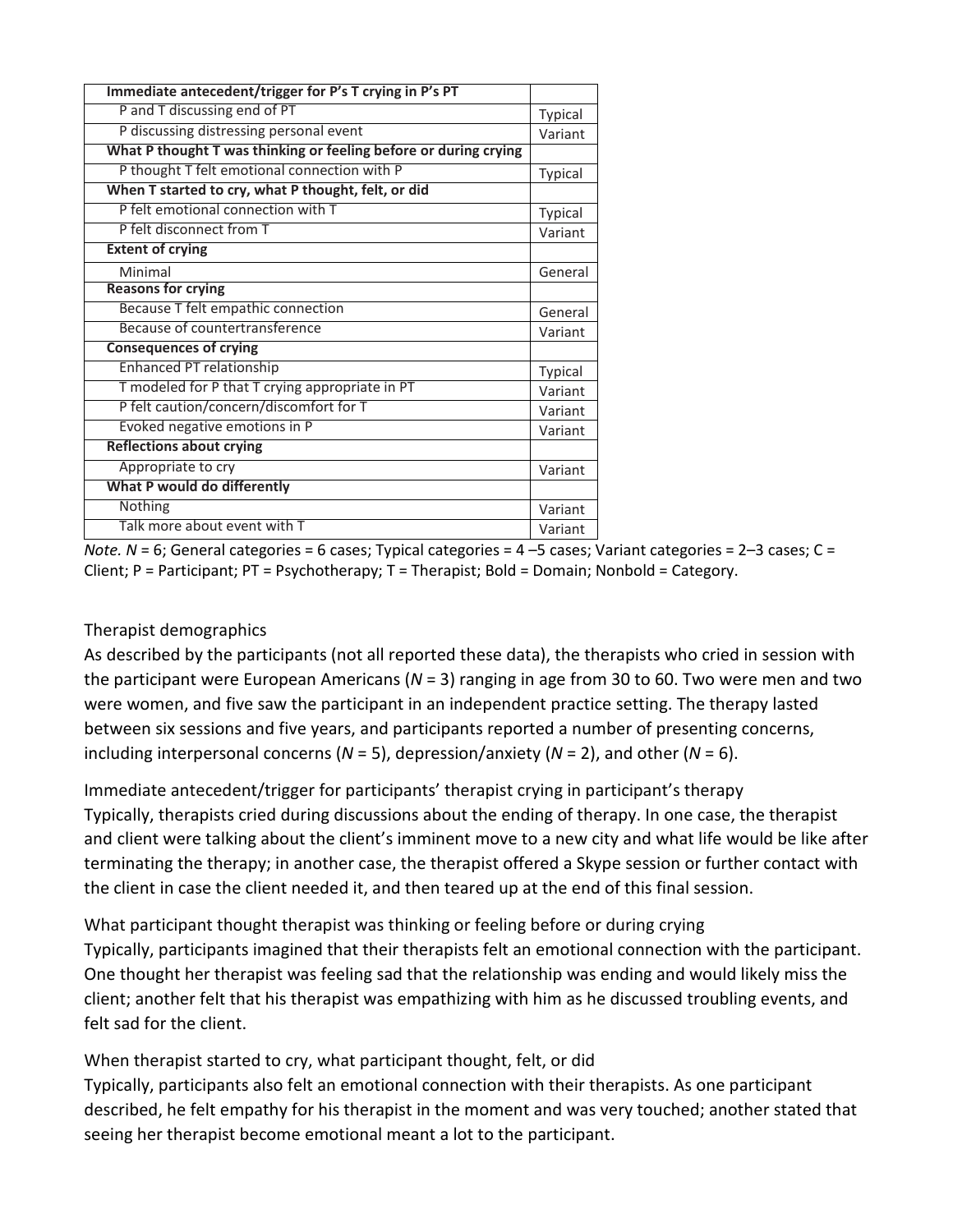| **Immediate antecedent/trigger for P's T crying in P's PT** | |
|---|---|
| P and T discussing end of PT | Typical |
| P discussing distressing personal event | Variant |
| **What P thought T was thinking or feeling before or during crying** | |
| P thought T felt emotional connection with P | Typical |
| **When T started to cry, what P thought, felt, or did** | |
| P felt emotional connection with T | Typical |
| P felt disconnect from T | Variant |
| **Extent of crying** | |
| Minimal | General |
| **Reasons for crying** | |
| Because T felt empathic connection | General |
| Because of countertransference | Variant |
| **Consequences of crying** | |
| Enhanced PT relationship | Typical |
| T modeled for P that T crying appropriate in PT | Variant |
| P felt caution/concern/discomfort for T | Variant |
| Evoked negative emotions in P | Variant |
| **Reflections about crying** | |
| Appropriate to cry | Variant |
| **What P would do differently** | |
| Nothing | Variant |
| Talk more about event with T | Variant |

*Note. N* = 6; General categories = 6 cases; Typical categories = 4 –5 cases; Variant categories = 2–3 cases; C = Client; P = Participant; PT = Psychotherapy; T = Therapist; Bold = Domain; Nonbold = Category.

Therapist demographics

As described by the participants (not all reported these data), the therapists who cried in session with the participant were European Americans (*N* = 3) ranging in age from 30 to 60. Two were men and two were women, and five saw the participant in an independent practice setting. The therapy lasted between six sessions and five years, and participants reported a number of presenting concerns, including interpersonal concerns (*N* = 5), depression/anxiety (*N* = 2), and other (*N* = 6).

Immediate antecedent/trigger for participants' therapist crying in participant's therapy

Typically, therapists cried during discussions about the ending of therapy. In one case, the therapist and client were talking about the client's imminent move to a new city and what life would be like after terminating the therapy; in another case, the therapist offered a Skype session or further contact with the client in case the client needed it, and then teared up at the end of this final session.

What participant thought therapist was thinking or feeling before or during crying

Typically, participants imagined that their therapists felt an emotional connection with the participant. One thought her therapist was feeling sad that the relationship was ending and would likely miss the client; another felt that his therapist was empathizing with him as he discussed troubling events, and felt sad for the client.

When therapist started to cry, what participant thought, felt, or did

Typically, participants also felt an emotional connection with their therapists. As one participant described, he felt empathy for his therapist in the moment and was very touched; another stated that seeing her therapist become emotional meant a lot to the participant.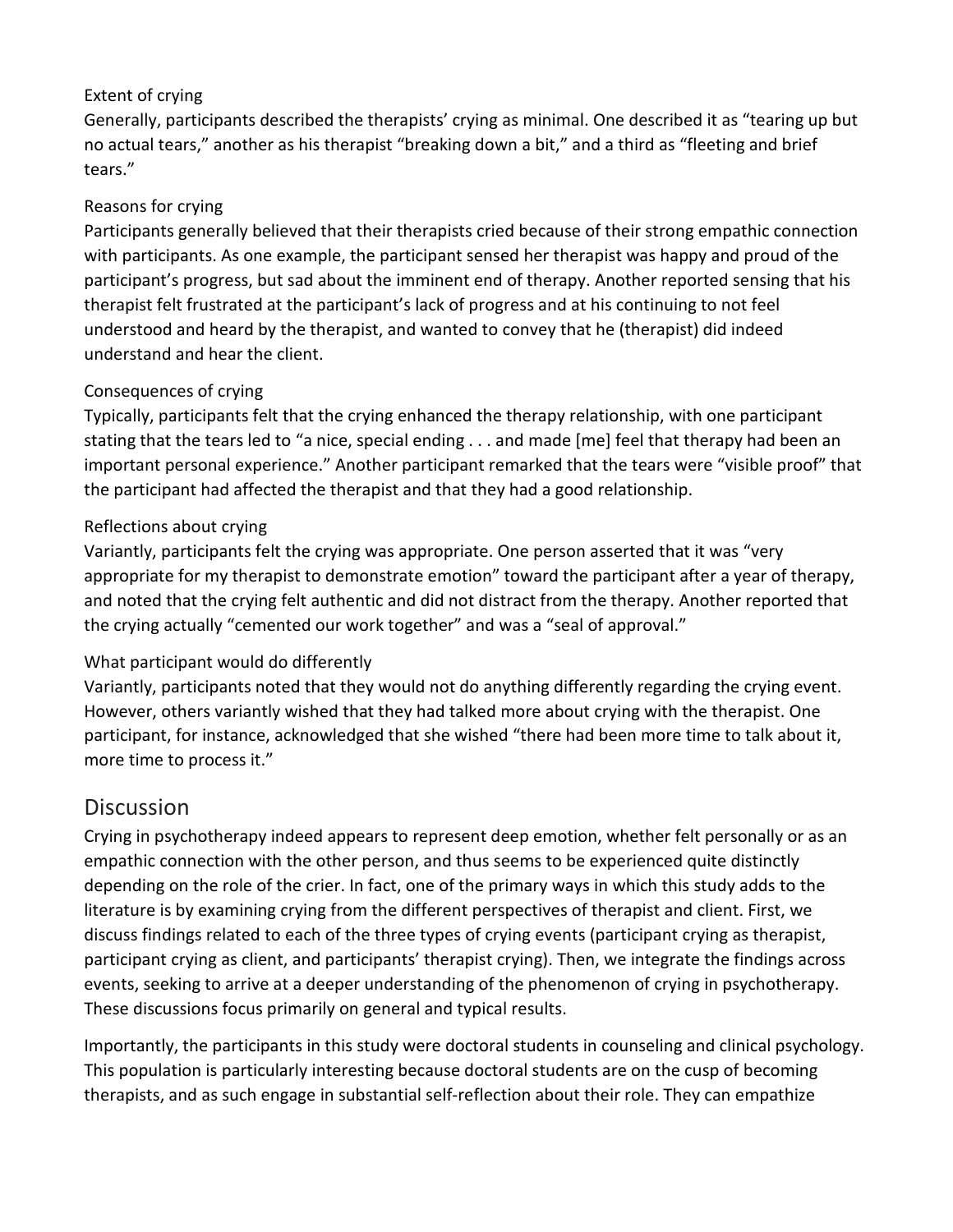#### Extent of crying

Generally, participants described the therapists' crying as minimal. One described it as "tearing up but no actual tears," another as his therapist "breaking down a bit," and a third as "fleeting and brief tears."

#### Reasons for crying

Participants generally believed that their therapists cried because of their strong empathic connection with participants. As one example, the participant sensed her therapist was happy and proud of the participant's progress, but sad about the imminent end of therapy. Another reported sensing that his therapist felt frustrated at the participant's lack of progress and at his continuing to not feel understood and heard by the therapist, and wanted to convey that he (therapist) did indeed understand and hear the client.

#### Consequences of crying

Typically, participants felt that the crying enhanced the therapy relationship, with one participant stating that the tears led to "a nice, special ending . . . and made [me] feel that therapy had been an important personal experience." Another participant remarked that the tears were "visible proof" that the participant had affected the therapist and that they had a good relationship.

#### Reflections about crying

Variantly, participants felt the crying was appropriate. One person asserted that it was "very appropriate for my therapist to demonstrate emotion" toward the participant after a year of therapy, and noted that the crying felt authentic and did not distract from the therapy. Another reported that the crying actually "cemented our work together" and was a "seal of approval."

#### What participant would do differently

Variantly, participants noted that they would not do anything differently regarding the crying event. However, others variantly wished that they had talked more about crying with the therapist. One participant, for instance, acknowledged that she wished "there had been more time to talk about it, more time to process it."

## Discussion

Crying in psychotherapy indeed appears to represent deep emotion, whether felt personally or as an empathic connection with the other person, and thus seems to be experienced quite distinctly depending on the role of the crier. In fact, one of the primary ways in which this study adds to the literature is by examining crying from the different perspectives of therapist and client. First, we discuss findings related to each of the three types of crying events (participant crying as therapist, participant crying as client, and participants' therapist crying). Then, we integrate the findings across events, seeking to arrive at a deeper understanding of the phenomenon of crying in psychotherapy. These discussions focus primarily on general and typical results.

Importantly, the participants in this study were doctoral students in counseling and clinical psychology. This population is particularly interesting because doctoral students are on the cusp of becoming therapists, and as such engage in substantial self-reflection about their role. They can empathize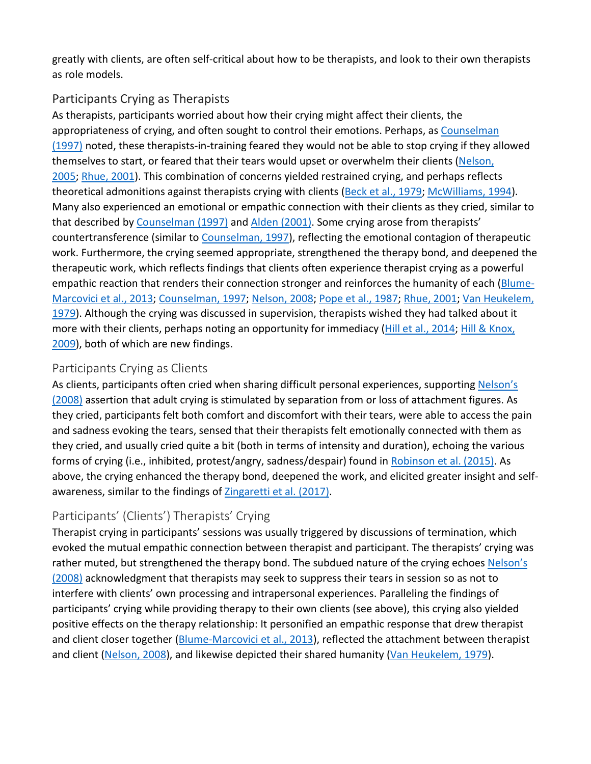greatly with clients, are often self-critical about how to be therapists, and look to their own therapists as role models.

### Participants Crying as Therapists

As therapists, participants worried about how their crying might affect their clients, the appropriateness of crying, and often sought to control their emotions. Perhaps, as Counselman (1997) noted, these therapists-in-training feared they would not be able to stop crying if they allowed themselves to start, or feared that their tears would upset or overwhelm their clients (Nelson, 2005; Rhue, 2001). This combination of concerns yielded restrained crying, and perhaps reflects theoretical admonitions against therapists crying with clients (Beck et al., 1979; McWilliams, 1994). Many also experienced an emotional or empathic connection with their clients as they cried, similar to that described by Counselman (1997) and Alden (2001). Some crying arose from therapists' countertransference (similar to Counselman, 1997), reflecting the emotional contagion of therapeutic work. Furthermore, the crying seemed appropriate, strengthened the therapy bond, and deepened the therapeutic work, which reflects findings that clients often experience therapist crying as a powerful empathic reaction that renders their connection stronger and reinforces the humanity of each (Blume-Marcovici et al., 2013; Counselman, 1997; Nelson, 2008; Pope et al., 1987; Rhue, 2001; Van Heukelem, 1979). Although the crying was discussed in supervision, therapists wished they had talked about it more with their clients, perhaps noting an opportunity for immediacy (Hill et al., 2014; Hill & Knox, 2009), both of which are new findings.

### Participants Crying as Clients

As clients, participants often cried when sharing difficult personal experiences, supporting Nelson's (2008) assertion that adult crying is stimulated by separation from or loss of attachment figures. As they cried, participants felt both comfort and discomfort with their tears, were able to access the pain and sadness evoking the tears, sensed that their therapists felt emotionally connected with them as they cried, and usually cried quite a bit (both in terms of intensity and duration), echoing the various forms of crying (i.e., inhibited, protest/angry, sadness/despair) found in Robinson et al. (2015). As above, the crying enhanced the therapy bond, deepened the work, and elicited greater insight and self-awareness, similar to the findings of Zingaretti et al. (2017).

### Participants' (Clients') Therapists' Crying

Therapist crying in participants' sessions was usually triggered by discussions of termination, which evoked the mutual empathic connection between therapist and participant. The therapists' crying was rather muted, but strengthened the therapy bond. The subdued nature of the crying echoes Nelson's (2008) acknowledgment that therapists may seek to suppress their tears in session so as not to interfere with clients' own processing and intrapersonal experiences. Paralleling the findings of participants' crying while providing therapy to their own clients (see above), this crying also yielded positive effects on the therapy relationship: It personified an empathic response that drew therapist and client closer together (Blume-Marcovici et al., 2013), reflected the attachment between therapist and client (Nelson, 2008), and likewise depicted their shared humanity (Van Heukelem, 1979).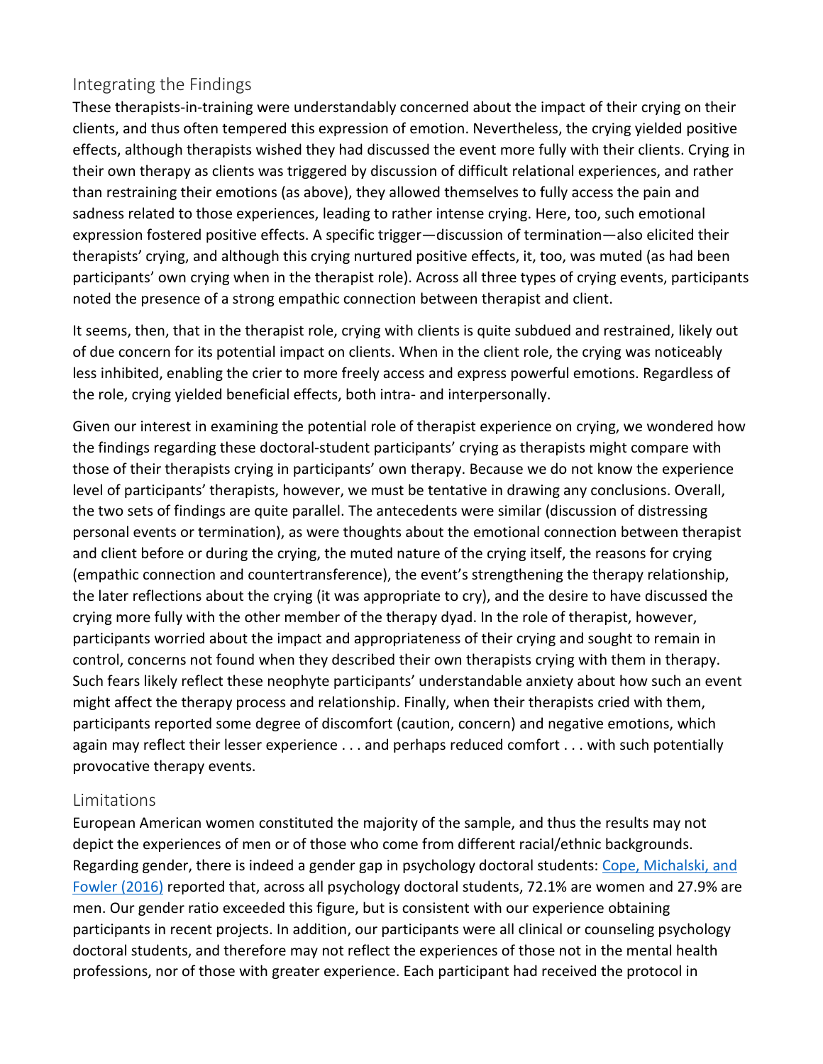## Integrating the Findings

These therapists-in-training were understandably concerned about the impact of their crying on their clients, and thus often tempered this expression of emotion. Nevertheless, the crying yielded positive effects, although therapists wished they had discussed the event more fully with their clients. Crying in their own therapy as clients was triggered by discussion of difficult relational experiences, and rather than restraining their emotions (as above), they allowed themselves to fully access the pain and sadness related to those experiences, leading to rather intense crying. Here, too, such emotional expression fostered positive effects. A specific trigger—discussion of termination—also elicited their therapists' crying, and although this crying nurtured positive effects, it, too, was muted (as had been participants' own crying when in the therapist role). Across all three types of crying events, participants noted the presence of a strong empathic connection between therapist and client.

It seems, then, that in the therapist role, crying with clients is quite subdued and restrained, likely out of due concern for its potential impact on clients. When in the client role, the crying was noticeably less inhibited, enabling the crier to more freely access and express powerful emotions. Regardless of the role, crying yielded beneficial effects, both intra- and interpersonally.

Given our interest in examining the potential role of therapist experience on crying, we wondered how the findings regarding these doctoral-student participants' crying as therapists might compare with those of their therapists crying in participants' own therapy. Because we do not know the experience level of participants' therapists, however, we must be tentative in drawing any conclusions. Overall, the two sets of findings are quite parallel. The antecedents were similar (discussion of distressing personal events or termination), as were thoughts about the emotional connection between therapist and client before or during the crying, the muted nature of the crying itself, the reasons for crying (empathic connection and countertransference), the event's strengthening the therapy relationship, the later reflections about the crying (it was appropriate to cry), and the desire to have discussed the crying more fully with the other member of the therapy dyad. In the role of therapist, however, participants worried about the impact and appropriateness of their crying and sought to remain in control, concerns not found when they described their own therapists crying with them in therapy. Such fears likely reflect these neophyte participants' understandable anxiety about how such an event might affect the therapy process and relationship. Finally, when their therapists cried with them, participants reported some degree of discomfort (caution, concern) and negative emotions, which again may reflect their lesser experience . . . and perhaps reduced comfort . . . with such potentially provocative therapy events.

## Limitations

European American women constituted the majority of the sample, and thus the results may not depict the experiences of men or of those who come from different racial/ethnic backgrounds. Regarding gender, there is indeed a gender gap in psychology doctoral students: Cope, Michalski, and Fowler (2016) reported that, across all psychology doctoral students, 72.1% are women and 27.9% are men. Our gender ratio exceeded this figure, but is consistent with our experience obtaining participants in recent projects. In addition, our participants were all clinical or counseling psychology doctoral students, and therefore may not reflect the experiences of those not in the mental health professions, nor of those with greater experience. Each participant had received the protocol in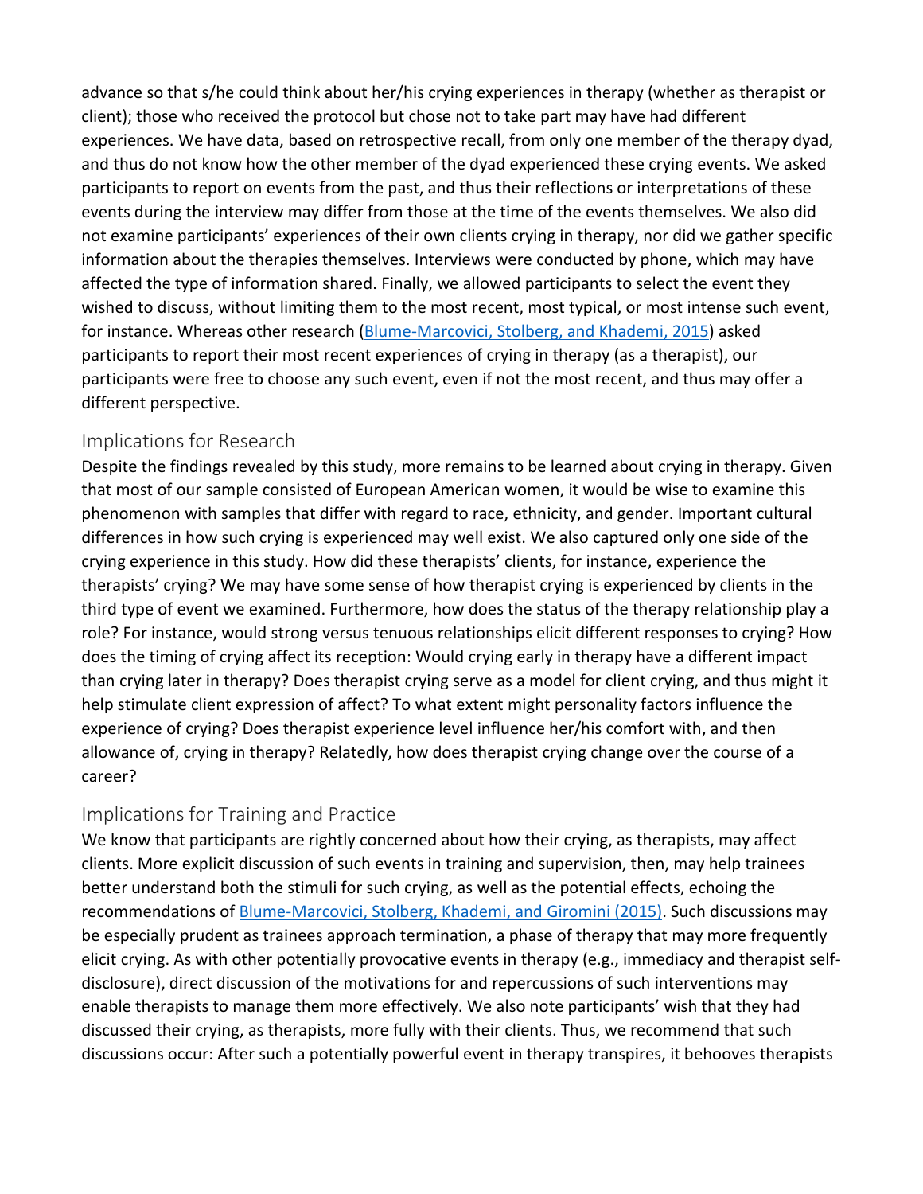advance so that s/he could think about her/his crying experiences in therapy (whether as therapist or client); those who received the protocol but chose not to take part may have had different experiences. We have data, based on retrospective recall, from only one member of the therapy dyad, and thus do not know how the other member of the dyad experienced these crying events. We asked participants to report on events from the past, and thus their reflections or interpretations of these events during the interview may differ from those at the time of the events themselves. We also did not examine participants' experiences of their own clients crying in therapy, nor did we gather specific information about the therapies themselves. Interviews were conducted by phone, which may have affected the type of information shared. Finally, we allowed participants to select the event they wished to discuss, without limiting them to the most recent, most typical, or most intense such event, for instance. Whereas other research (Blume-Marcovici, Stolberg, and Khademi, 2015) asked participants to report their most recent experiences of crying in therapy (as a therapist), our participants were free to choose any such event, even if not the most recent, and thus may offer a different perspective.

## Implications for Research

Despite the findings revealed by this study, more remains to be learned about crying in therapy. Given that most of our sample consisted of European American women, it would be wise to examine this phenomenon with samples that differ with regard to race, ethnicity, and gender. Important cultural differences in how such crying is experienced may well exist. We also captured only one side of the crying experience in this study. How did these therapists' clients, for instance, experience the therapists' crying? We may have some sense of how therapist crying is experienced by clients in the third type of event we examined. Furthermore, how does the status of the therapy relationship play a role? For instance, would strong versus tenuous relationships elicit different responses to crying? How does the timing of crying affect its reception: Would crying early in therapy have a different impact than crying later in therapy? Does therapist crying serve as a model for client crying, and thus might it help stimulate client expression of affect? To what extent might personality factors influence the experience of crying? Does therapist experience level influence her/his comfort with, and then allowance of, crying in therapy? Relatedly, how does therapist crying change over the course of a career?

## Implications for Training and Practice

We know that participants are rightly concerned about how their crying, as therapists, may affect clients. More explicit discussion of such events in training and supervision, then, may help trainees better understand both the stimuli for such crying, as well as the potential effects, echoing the recommendations of Blume-Marcovici, Stolberg, Khademi, and Giromini (2015). Such discussions may be especially prudent as trainees approach termination, a phase of therapy that may more frequently elicit crying. As with other potentially provocative events in therapy (e.g., immediacy and therapist self-disclosure), direct discussion of the motivations for and repercussions of such interventions may enable therapists to manage them more effectively. We also note participants' wish that they had discussed their crying, as therapists, more fully with their clients. Thus, we recommend that such discussions occur: After such a potentially powerful event in therapy transpires, it behooves therapists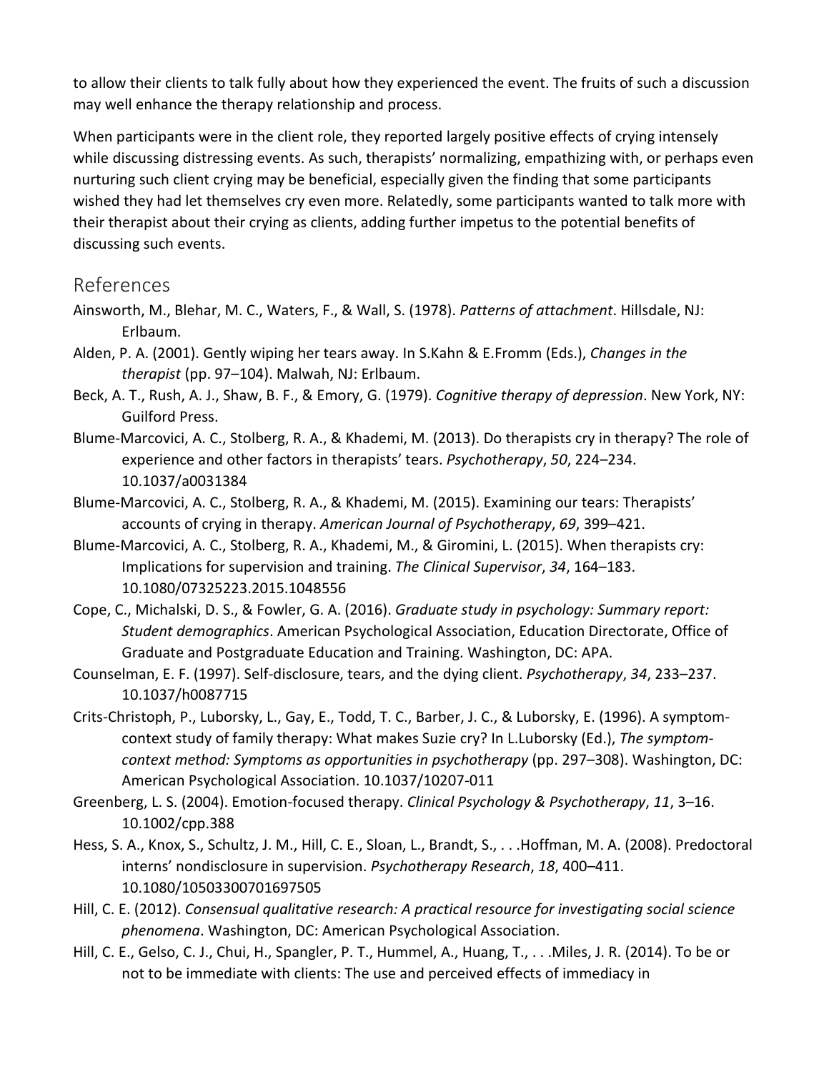to allow their clients to talk fully about how they experienced the event. The fruits of such a discussion may well enhance the therapy relationship and process.

When participants were in the client role, they reported largely positive effects of crying intensely while discussing distressing events. As such, therapists' normalizing, empathizing with, or perhaps even nurturing such client crying may be beneficial, especially given the finding that some participants wished they had let themselves cry even more. Relatedly, some participants wanted to talk more with their therapist about their crying as clients, adding further impetus to the potential benefits of discussing such events.

## References

Ainsworth, M., Blehar, M. C., Waters, F., & Wall, S. (1978). *Patterns of attachment*. Hillsdale, NJ: Erlbaum.

Alden, P. A. (2001). Gently wiping her tears away. In S.Kahn & E.Fromm (Eds.), *Changes in the therapist* (pp. 97–104). Malwah, NJ: Erlbaum.

Beck, A. T., Rush, A. J., Shaw, B. F., & Emory, G. (1979). *Cognitive therapy of depression*. New York, NY: Guilford Press.

Blume-Marcovici, A. C., Stolberg, R. A., & Khademi, M. (2013). Do therapists cry in therapy? The role of experience and other factors in therapists' tears. *Psychotherapy*, *50*, 224–234. 10.1037/a0031384

Blume-Marcovici, A. C., Stolberg, R. A., & Khademi, M. (2015). Examining our tears: Therapists' accounts of crying in therapy. *American Journal of Psychotherapy*, *69*, 399–421.

Blume-Marcovici, A. C., Stolberg, R. A., Khademi, M., & Giromini, L. (2015). When therapists cry: Implications for supervision and training. *The Clinical Supervisor*, *34*, 164–183. 10.1080/07325223.2015.1048556

Cope, C., Michalski, D. S., & Fowler, G. A. (2016). *Graduate study in psychology: Summary report: Student demographics*. American Psychological Association, Education Directorate, Office of Graduate and Postgraduate Education and Training. Washington, DC: APA.

Counselman, E. F. (1997). Self-disclosure, tears, and the dying client. *Psychotherapy*, *34*, 233–237. 10.1037/h0087715

Crits-Christoph, P., Luborsky, L., Gay, E., Todd, T. C., Barber, J. C., & Luborsky, E. (1996). A symptom-context study of family therapy: What makes Suzie cry? In L.Luborsky (Ed.), *The symptom-context method: Symptoms as opportunities in psychotherapy* (pp. 297–308). Washington, DC: American Psychological Association. 10.1037/10207-011

Greenberg, L. S. (2004). Emotion-focused therapy. *Clinical Psychology & Psychotherapy*, *11*, 3–16. 10.1002/cpp.388

Hess, S. A., Knox, S., Schultz, J. M., Hill, C. E., Sloan, L., Brandt, S., . . .Hoffman, M. A. (2008). Predoctoral interns' nondisclosure in supervision. *Psychotherapy Research*, *18*, 400–411. 10.1080/10503300701697505

Hill, C. E. (2012). *Consensual qualitative research: A practical resource for investigating social science phenomena*. Washington, DC: American Psychological Association.

Hill, C. E., Gelso, C. J., Chui, H., Spangler, P. T., Hummel, A., Huang, T., . . .Miles, J. R. (2014). To be or not to be immediate with clients: The use and perceived effects of immediacy in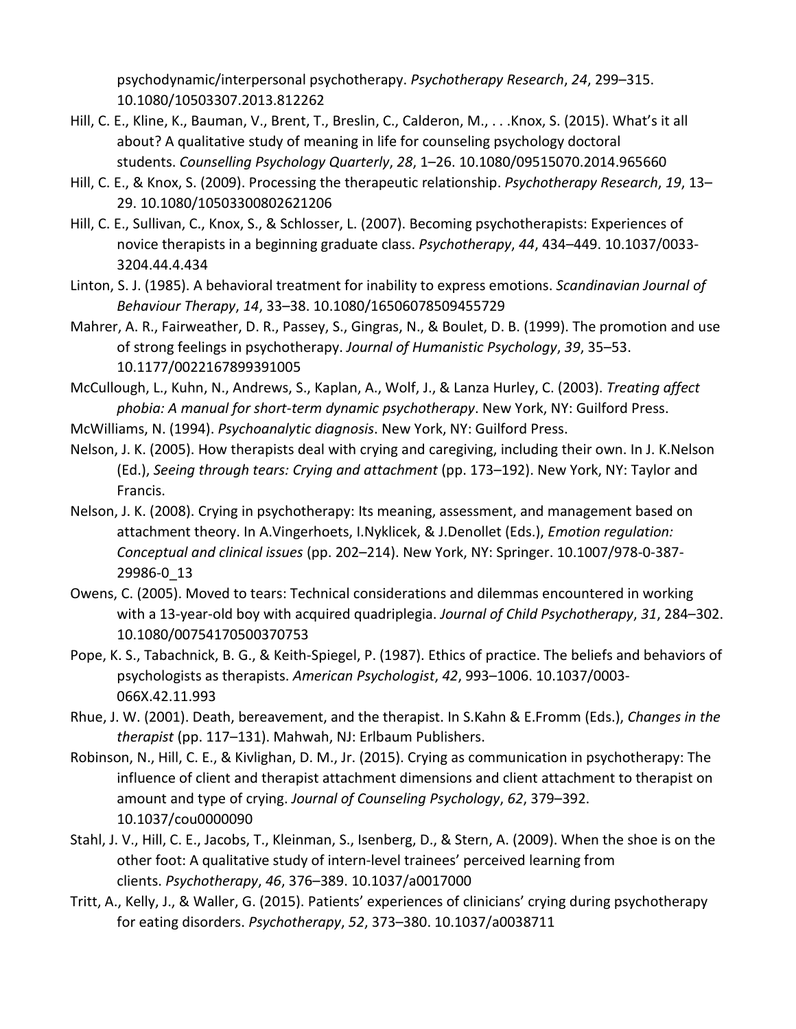psychodynamic/interpersonal psychotherapy. *Psychotherapy Research*, *24*, 299–315. 10.1080/10503307.2013.812262

Hill, C. E., Kline, K., Bauman, V., Brent, T., Breslin, C., Calderon, M., . . .Knox, S. (2015). What's it all about? A qualitative study of meaning in life for counseling psychology doctoral students. *Counselling Psychology Quarterly*, *28*, 1–26. 10.1080/09515070.2014.965660

Hill, C. E., & Knox, S. (2009). Processing the therapeutic relationship. *Psychotherapy Research*, *19*, 13–29. 10.1080/10503300802621206

Hill, C. E., Sullivan, C., Knox, S., & Schlosser, L. (2007). Becoming psychotherapists: Experiences of novice therapists in a beginning graduate class. *Psychotherapy*, *44*, 434–449. 10.1037/0033-3204.44.4.434

Linton, S. J. (1985). A behavioral treatment for inability to express emotions. *Scandinavian Journal of Behaviour Therapy*, *14*, 33–38. 10.1080/16506078509455729

Mahrer, A. R., Fairweather, D. R., Passey, S., Gingras, N., & Boulet, D. B. (1999). The promotion and use of strong feelings in psychotherapy. *Journal of Humanistic Psychology*, *39*, 35–53. 10.1177/0022167899391005

McCullough, L., Kuhn, N., Andrews, S., Kaplan, A., Wolf, J., & Lanza Hurley, C. (2003). *Treating affect phobia: A manual for short-term dynamic psychotherapy*. New York, NY: Guilford Press.

McWilliams, N. (1994). *Psychoanalytic diagnosis*. New York, NY: Guilford Press.

Nelson, J. K. (2005). How therapists deal with crying and caregiving, including their own. In J. K.Nelson (Ed.), *Seeing through tears: Crying and attachment* (pp. 173–192). New York, NY: Taylor and Francis.

Nelson, J. K. (2008). Crying in psychotherapy: Its meaning, assessment, and management based on attachment theory. In A.Vingerhoets, I.Nyklicek, & J.Denollet (Eds.), *Emotion regulation: Conceptual and clinical issues* (pp. 202–214). New York, NY: Springer. 10.1007/978-0-387-29986-0_13

Owens, C. (2005). Moved to tears: Technical considerations and dilemmas encountered in working with a 13-year-old boy with acquired quadriplegia. *Journal of Child Psychotherapy*, *31*, 284–302. 10.1080/00754170500370753

Pope, K. S., Tabachnick, B. G., & Keith-Spiegel, P. (1987). Ethics of practice. The beliefs and behaviors of psychologists as therapists. *American Psychologist*, *42*, 993–1006. 10.1037/0003-066X.42.11.993

Rhue, J. W. (2001). Death, bereavement, and the therapist. In S.Kahn & E.Fromm (Eds.), *Changes in the therapist* (pp. 117–131). Mahwah, NJ: Erlbaum Publishers.

Robinson, N., Hill, C. E., & Kivlighan, D. M., Jr. (2015). Crying as communication in psychotherapy: The influence of client and therapist attachment dimensions and client attachment to therapist on amount and type of crying. *Journal of Counseling Psychology*, *62*, 379–392. 10.1037/cou0000090

Stahl, J. V., Hill, C. E., Jacobs, T., Kleinman, S., Isenberg, D., & Stern, A. (2009). When the shoe is on the other foot: A qualitative study of intern-level trainees' perceived learning from clients. *Psychotherapy*, *46*, 376–389. 10.1037/a0017000

Tritt, A., Kelly, J., & Waller, G. (2015). Patients' experiences of clinicians' crying during psychotherapy for eating disorders. *Psychotherapy*, *52*, 373–380. 10.1037/a0038711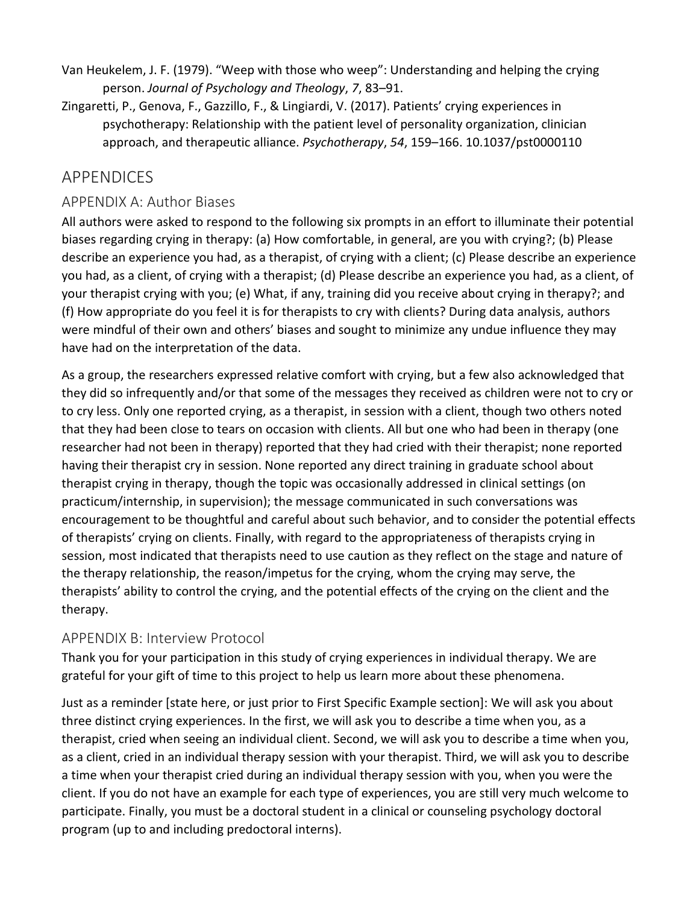Van Heukelem, J. F. (1979). "Weep with those who weep": Understanding and helping the crying person. *Journal of Psychology and Theology*, *7*, 83–91.

Zingaretti, P., Genova, F., Gazzillo, F., & Lingiardi, V. (2017). Patients' crying experiences in psychotherapy: Relationship with the patient level of personality organization, clinician approach, and therapeutic alliance. *Psychotherapy*, *54*, 159–166. 10.1037/pst0000110

# APPENDICES

## APPENDIX A: Author Biases

All authors were asked to respond to the following six prompts in an effort to illuminate their potential biases regarding crying in therapy: (a) How comfortable, in general, are you with crying?; (b) Please describe an experience you had, as a therapist, of crying with a client; (c) Please describe an experience you had, as a client, of crying with a therapist; (d) Please describe an experience you had, as a client, of your therapist crying with you; (e) What, if any, training did you receive about crying in therapy?; and (f) How appropriate do you feel it is for therapists to cry with clients? During data analysis, authors were mindful of their own and others' biases and sought to minimize any undue influence they may have had on the interpretation of the data.

As a group, the researchers expressed relative comfort with crying, but a few also acknowledged that they did so infrequently and/or that some of the messages they received as children were not to cry or to cry less. Only one reported crying, as a therapist, in session with a client, though two others noted that they had been close to tears on occasion with clients. All but one who had been in therapy (one researcher had not been in therapy) reported that they had cried with their therapist; none reported having their therapist cry in session. None reported any direct training in graduate school about therapist crying in therapy, though the topic was occasionally addressed in clinical settings (on practicum/internship, in supervision); the message communicated in such conversations was encouragement to be thoughtful and careful about such behavior, and to consider the potential effects of therapists' crying on clients. Finally, with regard to the appropriateness of therapists crying in session, most indicated that therapists need to use caution as they reflect on the stage and nature of the therapy relationship, the reason/impetus for the crying, whom the crying may serve, the therapists' ability to control the crying, and the potential effects of the crying on the client and the therapy.

## APPENDIX B: Interview Protocol

Thank you for your participation in this study of crying experiences in individual therapy. We are grateful for your gift of time to this project to help us learn more about these phenomena.

Just as a reminder [state here, or just prior to First Specific Example section]: We will ask you about three distinct crying experiences. In the first, we will ask you to describe a time when you, as a therapist, cried when seeing an individual client. Second, we will ask you to describe a time when you, as a client, cried in an individual therapy session with your therapist. Third, we will ask you to describe a time when your therapist cried during an individual therapy session with you, when you were the client. If you do not have an example for each type of experiences, you are still very much welcome to participate. Finally, you must be a doctoral student in a clinical or counseling psychology doctoral program (up to and including predoctoral interns).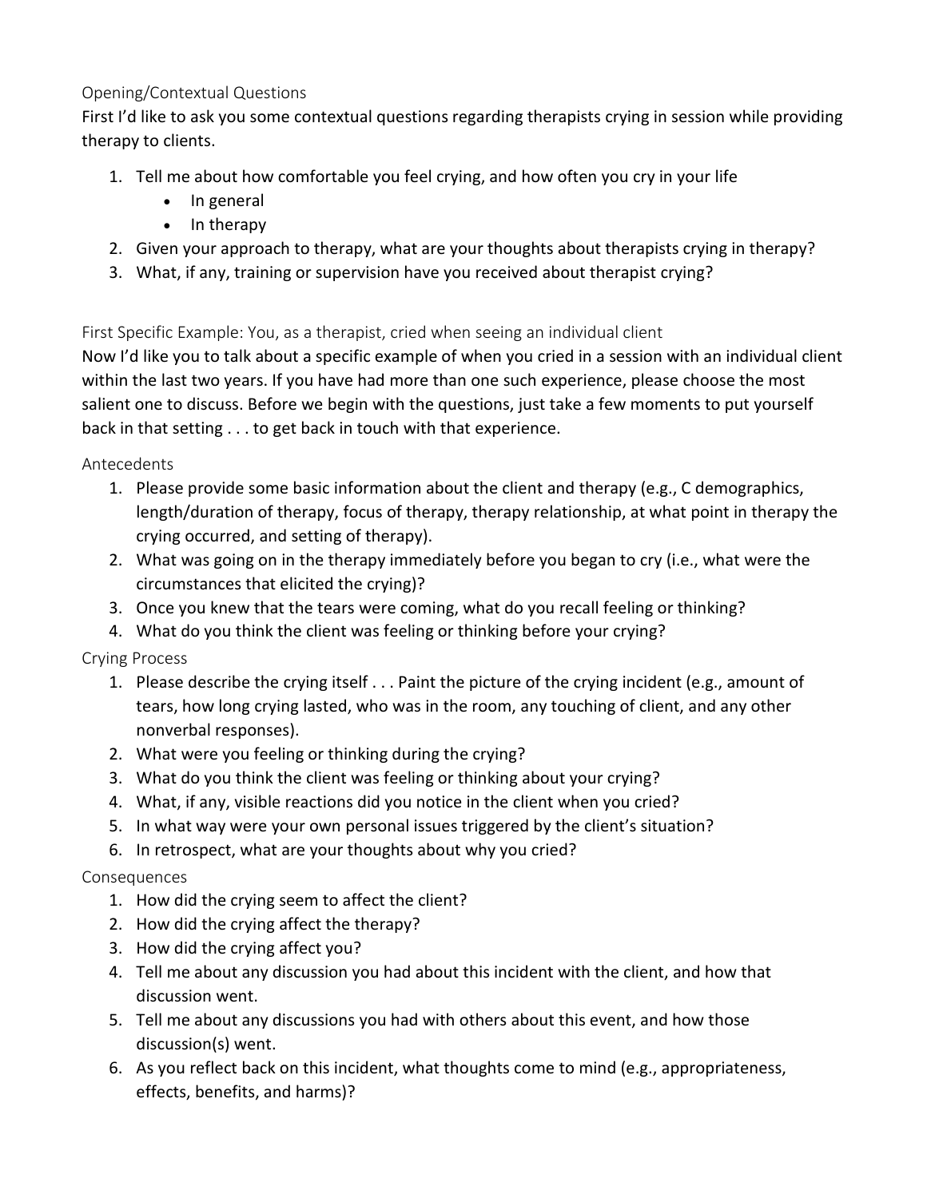### Opening/Contextual Questions

First I'd like to ask you some contextual questions regarding therapists crying in session while providing therapy to clients.

1. Tell me about how comfortable you feel crying, and how often you cry in your life
   - In general
   - In therapy
2. Given your approach to therapy, what are your thoughts about therapists crying in therapy?
3. What, if any, training or supervision have you received about therapist crying?

### First Specific Example: You, as a therapist, cried when seeing an individual client

Now I'd like you to talk about a specific example of when you cried in a session with an individual client within the last two years. If you have had more than one such experience, please choose the most salient one to discuss. Before we begin with the questions, just take a few moments to put yourself back in that setting . . . to get back in touch with that experience.

#### Antecedents

1. Please provide some basic information about the client and therapy (e.g., C demographics, length/duration of therapy, focus of therapy, therapy relationship, at what point in therapy the crying occurred, and setting of therapy).
2. What was going on in the therapy immediately before you began to cry (i.e., what were the circumstances that elicited the crying)?
3. Once you knew that the tears were coming, what do you recall feeling or thinking?
4. What do you think the client was feeling or thinking before your crying?

#### Crying Process

1. Please describe the crying itself . . . Paint the picture of the crying incident (e.g., amount of tears, how long crying lasted, who was in the room, any touching of client, and any other nonverbal responses).
2. What were you feeling or thinking during the crying?
3. What do you think the client was feeling or thinking about your crying?
4. What, if any, visible reactions did you notice in the client when you cried?
5. In what way were your own personal issues triggered by the client's situation?
6. In retrospect, what are your thoughts about why you cried?

#### Consequences

1. How did the crying seem to affect the client?
2. How did the crying affect the therapy?
3. How did the crying affect you?
4. Tell me about any discussion you had about this incident with the client, and how that discussion went.
5. Tell me about any discussions you had with others about this event, and how those discussion(s) went.
6. As you reflect back on this incident, what thoughts come to mind (e.g., appropriateness, effects, benefits, and harms)?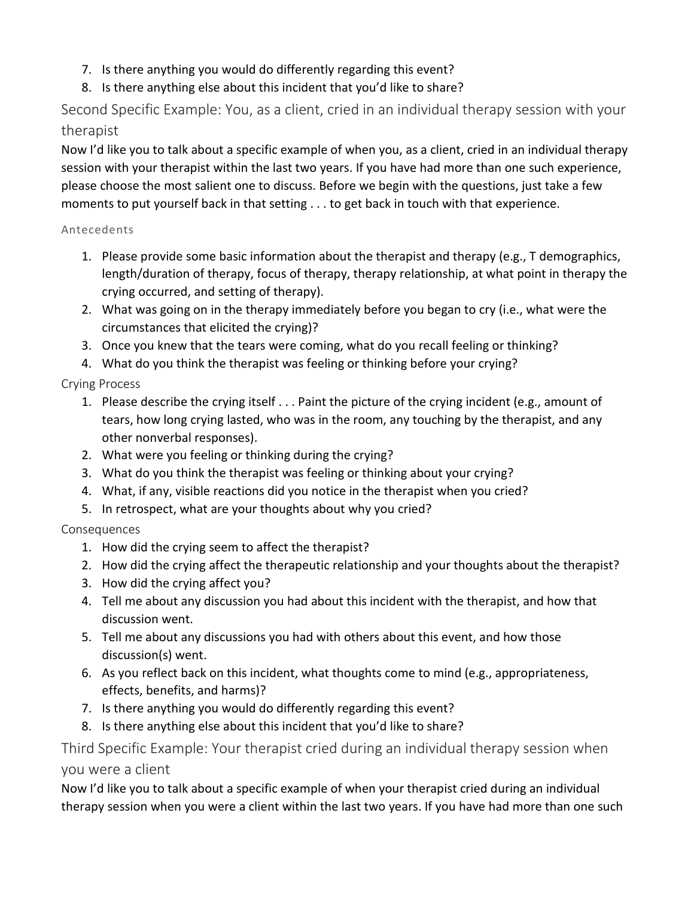7. Is there anything you would do differently regarding this event?
8. Is there anything else about this incident that you'd like to share?

## Second Specific Example: You, as a client, cried in an individual therapy session with your therapist

Now I'd like you to talk about a specific example of when you, as a client, cried in an individual therapy session with your therapist within the last two years. If you have had more than one such experience, please choose the most salient one to discuss. Before we begin with the questions, just take a few moments to put yourself back in that setting . . . to get back in touch with that experience.

#### Antecedents

1. Please provide some basic information about the therapist and therapy (e.g., T demographics, length/duration of therapy, focus of therapy, therapy relationship, at what point in therapy the crying occurred, and setting of therapy).
2. What was going on in the therapy immediately before you began to cry (i.e., what were the circumstances that elicited the crying)?
3. Once you knew that the tears were coming, what do you recall feeling or thinking?
4. What do you think the therapist was feeling or thinking before your crying?

### Crying Process

1. Please describe the crying itself . . . Paint the picture of the crying incident (e.g., amount of tears, how long crying lasted, who was in the room, any touching by the therapist, and any other nonverbal responses).
2. What were you feeling or thinking during the crying?
3. What do you think the therapist was feeling or thinking about your crying?
4. What, if any, visible reactions did you notice in the therapist when you cried?
5. In retrospect, what are your thoughts about why you cried?

### Consequences

1. How did the crying seem to affect the therapist?
2. How did the crying affect the therapeutic relationship and your thoughts about the therapist?
3. How did the crying affect you?
4. Tell me about any discussion you had about this incident with the therapist, and how that discussion went.
5. Tell me about any discussions you had with others about this event, and how those discussion(s) went.
6. As you reflect back on this incident, what thoughts come to mind (e.g., appropriateness, effects, benefits, and harms)?
7. Is there anything you would do differently regarding this event?
8. Is there anything else about this incident that you'd like to share?

## Third Specific Example: Your therapist cried during an individual therapy session when you were a client

Now I'd like you to talk about a specific example of when your therapist cried during an individual therapy session when you were a client within the last two years. If you have had more than one such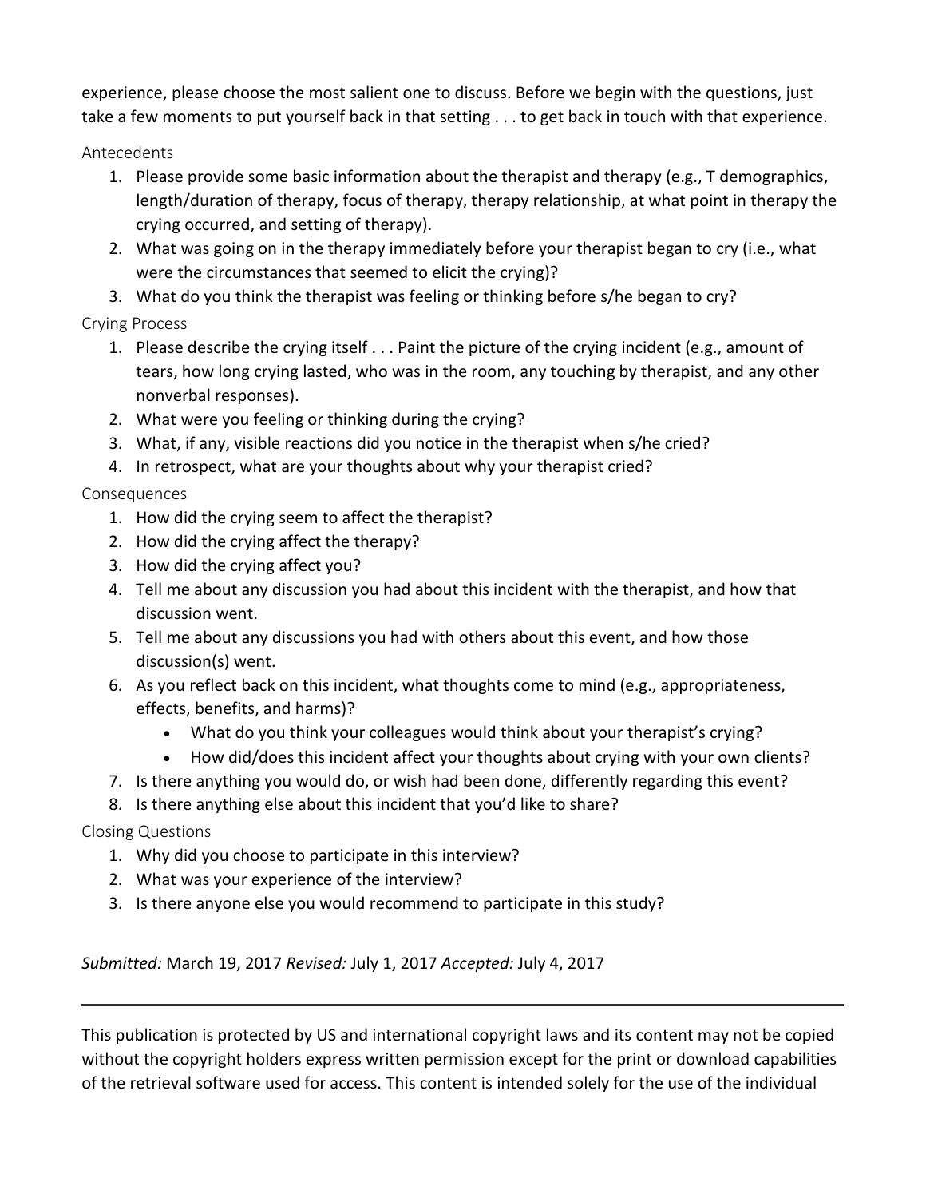experience, please choose the most salient one to discuss. Before we begin with the questions, just take a few moments to put yourself back in that setting . . . to get back in touch with that experience.

### Antecedents

1. Please provide some basic information about the therapist and therapy (e.g., T demographics, length/duration of therapy, focus of therapy, therapy relationship, at what point in therapy the crying occurred, and setting of therapy).
2. What was going on in the therapy immediately before your therapist began to cry (i.e., what were the circumstances that seemed to elicit the crying)?
3. What do you think the therapist was feeling or thinking before s/he began to cry?

### Crying Process

1. Please describe the crying itself . . . Paint the picture of the crying incident (e.g., amount of tears, how long crying lasted, who was in the room, any touching by therapist, and any other nonverbal responses).
2. What were you feeling or thinking during the crying?
3. What, if any, visible reactions did you notice in the therapist when s/he cried?
4. In retrospect, what are your thoughts about why your therapist cried?

### Consequences

1. How did the crying seem to affect the therapist?
2. How did the crying affect the therapy?
3. How did the crying affect you?
4. Tell me about any discussion you had about this incident with the therapist, and how that discussion went.
5. Tell me about any discussions you had with others about this event, and how those discussion(s) went.
6. As you reflect back on this incident, what thoughts come to mind (e.g., appropriateness, effects, benefits, and harms)?
   - What do you think your colleagues would think about your therapist's crying?
   - How did/does this incident affect your thoughts about crying with your own clients?
7. Is there anything you would do, or wish had been done, differently regarding this event?
8. Is there anything else about this incident that you'd like to share?

### Closing Questions

1. Why did you choose to participate in this interview?
2. What was your experience of the interview?
3. Is there anyone else you would recommend to participate in this study?

*Submitted:* March 19, 2017 *Revised:* July 1, 2017 *Accepted:* July 4, 2017

---

This publication is protected by US and international copyright laws and its content may not be copied without the copyright holders express written permission except for the print or download capabilities of the retrieval software used for access. This content is intended solely for the use of the individual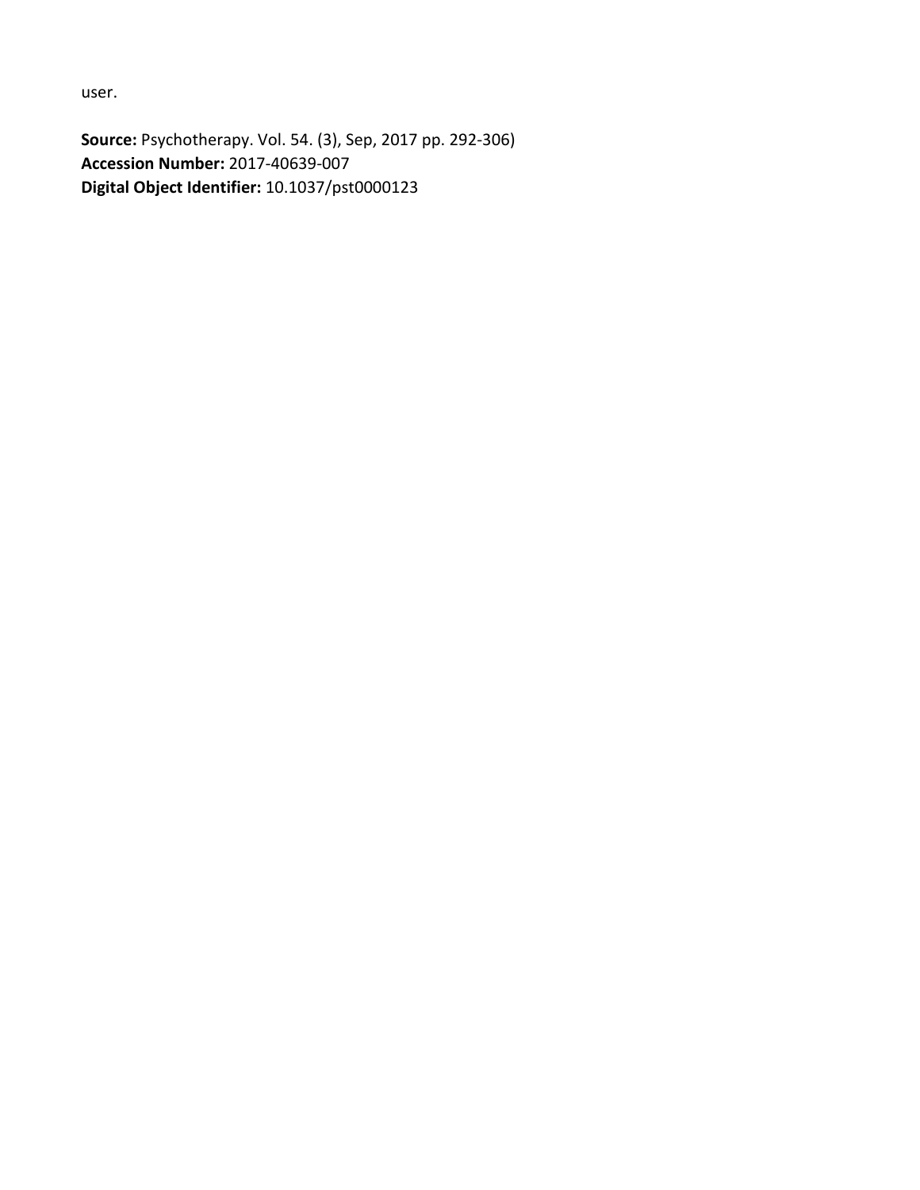user.

**Source:** Psychotherapy. Vol. 54. (3), Sep, 2017 pp. 292-306)
**Accession Number:** 2017-40639-007
**Digital Object Identifier:** 10.1037/pst0000123